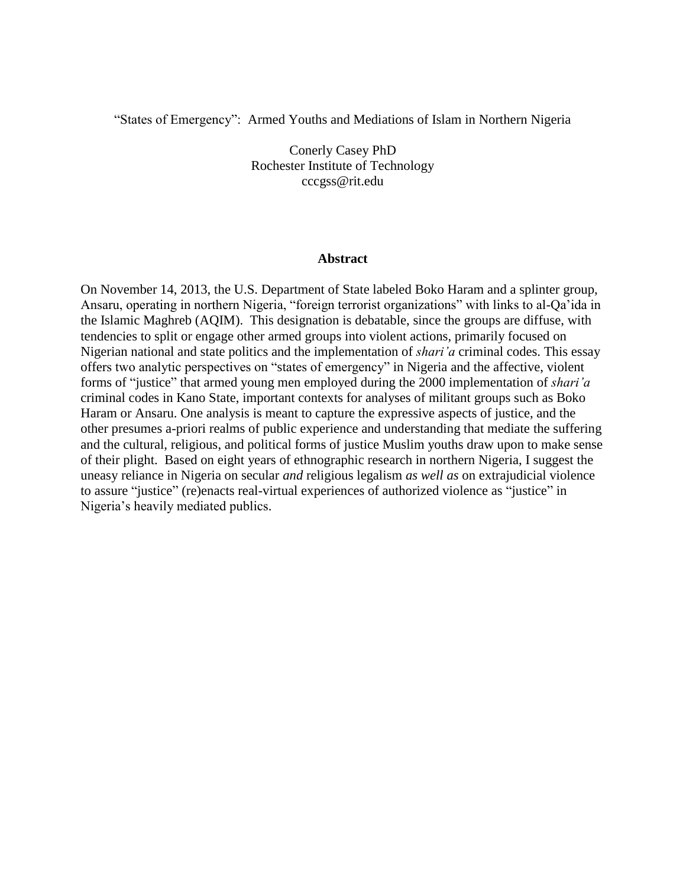# "States of Emergency": Armed Youths and Mediations of Islam in Northern Nigeria

Conerly Casey PhD
Rochester Institute of Technology
cccgss@rit.edu

## Abstract

On November 14, 2013, the U.S. Department of State labeled Boko Haram and a splinter group, Ansaru, operating in northern Nigeria, "foreign terrorist organizations" with links to al-Qa'ida in the Islamic Maghreb (AQIM). This designation is debatable, since the groups are diffuse, with tendencies to split or engage other armed groups into violent actions, primarily focused on Nigerian national and state politics and the implementation of *shari'a* criminal codes. This essay offers two analytic perspectives on "states of emergency" in Nigeria and the affective, violent forms of "justice" that armed young men employed during the 2000 implementation of *shari'a* criminal codes in Kano State, important contexts for analyses of militant groups such as Boko Haram or Ansaru. One analysis is meant to capture the expressive aspects of justice, and the other presumes a-priori realms of public experience and understanding that mediate the suffering and the cultural, religious, and political forms of justice Muslim youths draw upon to make sense of their plight. Based on eight years of ethnographic research in northern Nigeria, I suggest the uneasy reliance in Nigeria on secular *and* religious legalism *as well as* on extrajudicial violence to assure "justice" (re)enacts real-virtual experiences of authorized violence as "justice" in Nigeria's heavily mediated publics.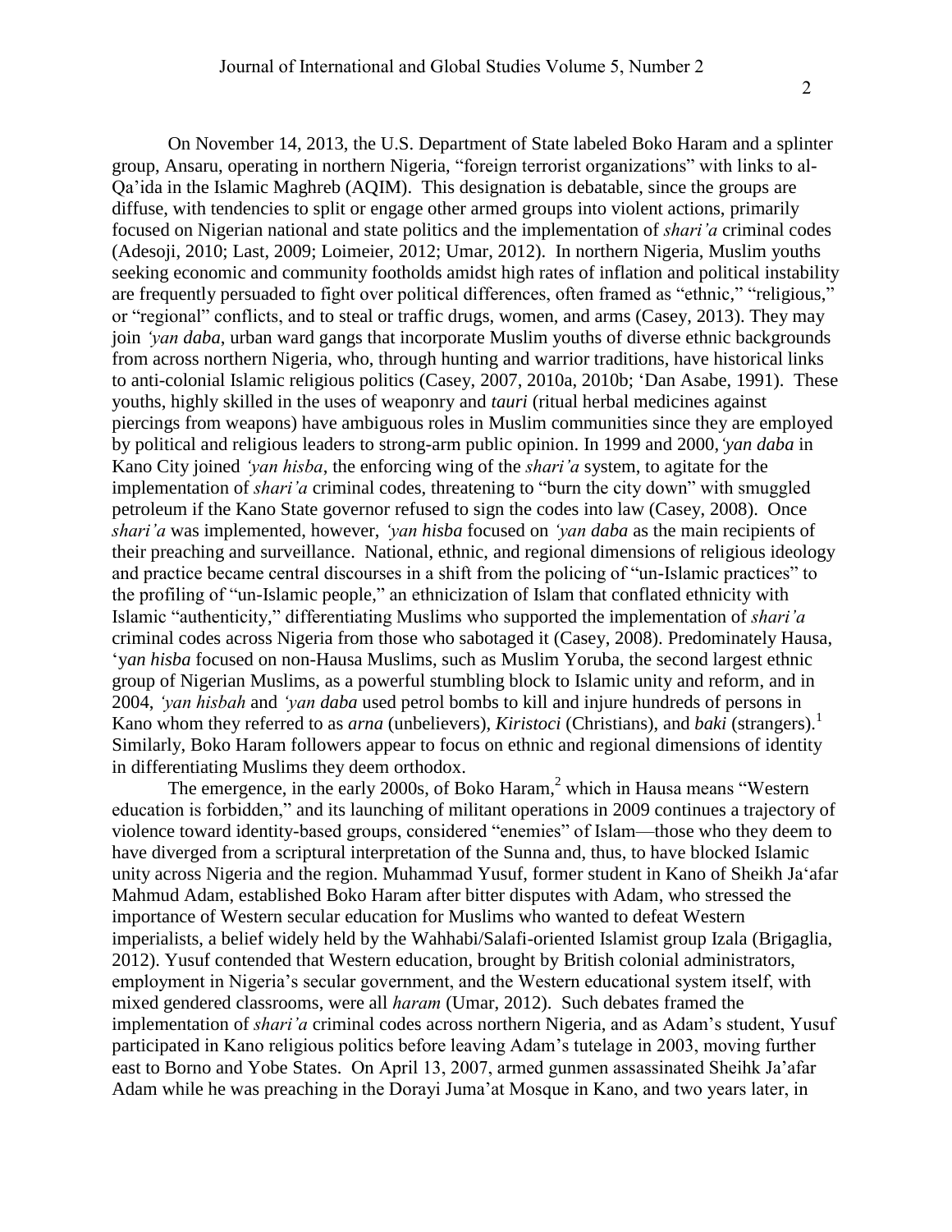On November 14, 2013, the U.S. Department of State labeled Boko Haram and a splinter group, Ansaru, operating in northern Nigeria, "foreign terrorist organizations" with links to al-Qa'ida in the Islamic Maghreb (AQIM). This designation is debatable, since the groups are diffuse, with tendencies to split or engage other armed groups into violent actions, primarily focused on Nigerian national and state politics and the implementation of *shari'a* criminal codes (Adesoji, 2010; Last, 2009; Loimeier, 2012; Umar, 2012). In northern Nigeria, Muslim youths seeking economic and community footholds amidst high rates of inflation and political instability are frequently persuaded to fight over political differences, often framed as "ethnic," "religious," or "regional" conflicts, and to steal or traffic drugs, women, and arms (Casey, 2013). They may join *'yan daba*, urban ward gangs that incorporate Muslim youths of diverse ethnic backgrounds from across northern Nigeria, who, through hunting and warrior traditions, have historical links to anti-colonial Islamic religious politics (Casey, 2007, 2010a, 2010b; 'Dan Asabe, 1991). These youths, highly skilled in the uses of weaponry and *tauri* (ritual herbal medicines against piercings from weapons) have ambiguous roles in Muslim communities since they are employed by political and religious leaders to strong-arm public opinion. In 1999 and 2000, *'yan daba* in Kano City joined *'yan hisba*, the enforcing wing of the *shari'a* system, to agitate for the implementation of *shari'a* criminal codes, threatening to "burn the city down" with smuggled petroleum if the Kano State governor refused to sign the codes into law (Casey, 2008). Once *shari'a* was implemented, however, *'yan hisba* focused on *'yan daba* as the main recipients of their preaching and surveillance. National, ethnic, and regional dimensions of religious ideology and practice became central discourses in a shift from the policing of "un-Islamic practices" to the profiling of "un-Islamic people," an ethnicization of Islam that conflated ethnicity with Islamic "authenticity," differentiating Muslims who supported the implementation of *shari'a* criminal codes across Nigeria from those who sabotaged it (Casey, 2008). Predominately Hausa, *'yan hisba* focused on non-Hausa Muslims, such as Muslim Yoruba, the second largest ethnic group of Nigerian Muslims, as a powerful stumbling block to Islamic unity and reform, and in 2004, *'yan hisbah* and *'yan daba* used petrol bombs to kill and injure hundreds of persons in Kano whom they referred to as *arna* (unbelievers), *Kiristoci* (Christians), and *baki* (strangers).[1] Similarly, Boko Haram followers appear to focus on ethnic and regional dimensions of identity in differentiating Muslims they deem orthodox.

The emergence, in the early 2000s, of Boko Haram,[2] which in Hausa means "Western education is forbidden," and its launching of militant operations in 2009 continues a trajectory of violence toward identity-based groups, considered "enemies" of Islam—those who they deem to have diverged from a scriptural interpretation of the Sunna and, thus, to have blocked Islamic unity across Nigeria and the region. Muhammad Yusuf, former student in Kano of Sheikh Ja'afar Mahmud Adam, established Boko Haram after bitter disputes with Adam, who stressed the importance of Western secular education for Muslims who wanted to defeat Western imperialists, a belief widely held by the Wahhabi/Salafi-oriented Islamist group Izala (Brigaglia, 2012). Yusuf contended that Western education, brought by British colonial administrators, employment in Nigeria's secular government, and the Western educational system itself, with mixed gendered classrooms, were all *haram* (Umar, 2012). Such debates framed the implementation of *shari'a* criminal codes across northern Nigeria, and as Adam's student, Yusuf participated in Kano religious politics before leaving Adam's tutelage in 2003, moving further east to Borno and Yobe States. On April 13, 2007, armed gunmen assassinated Sheihk Ja'afar Adam while he was preaching in the Dorayi Juma'at Mosque in Kano, and two years later, in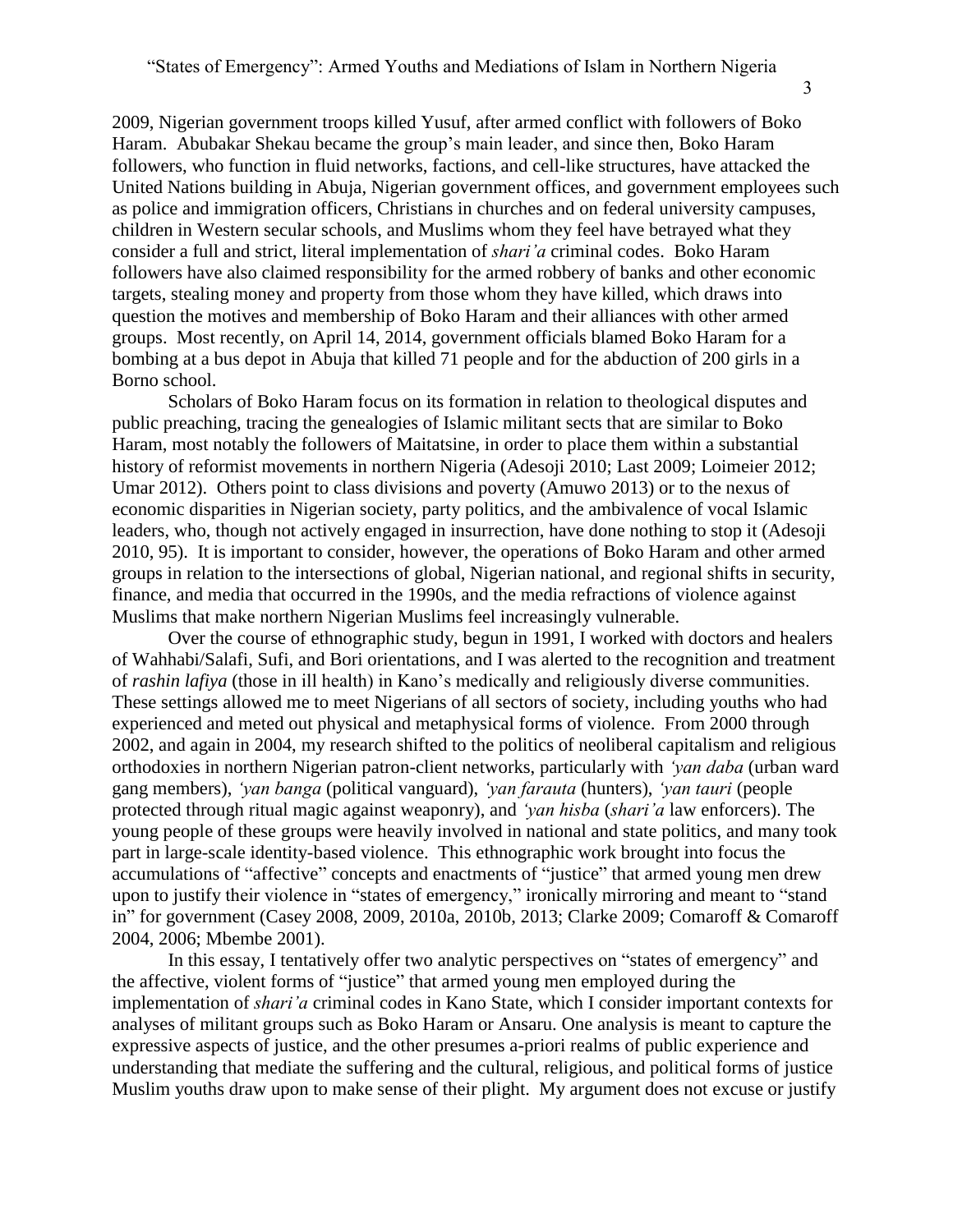2009, Nigerian government troops killed Yusuf, after armed conflict with followers of Boko Haram. Abubakar Shekau became the group's main leader, and since then, Boko Haram followers, who function in fluid networks, factions, and cell-like structures, have attacked the United Nations building in Abuja, Nigerian government offices, and government employees such as police and immigration officers, Christians in churches and on federal university campuses, children in Western secular schools, and Muslims whom they feel have betrayed what they consider a full and strict, literal implementation of *shari'a* criminal codes. Boko Haram followers have also claimed responsibility for the armed robbery of banks and other economic targets, stealing money and property from those whom they have killed, which draws into question the motives and membership of Boko Haram and their alliances with other armed groups. Most recently, on April 14, 2014, government officials blamed Boko Haram for a bombing at a bus depot in Abuja that killed 71 people and for the abduction of 200 girls in a Borno school.

Scholars of Boko Haram focus on its formation in relation to theological disputes and public preaching, tracing the genealogies of Islamic militant sects that are similar to Boko Haram, most notably the followers of Maitatsine, in order to place them within a substantial history of reformist movements in northern Nigeria (Adesoji 2010; Last 2009; Loimeier 2012; Umar 2012). Others point to class divisions and poverty (Amuwo 2013) or to the nexus of economic disparities in Nigerian society, party politics, and the ambivalence of vocal Islamic leaders, who, though not actively engaged in insurrection, have done nothing to stop it (Adesoji 2010, 95). It is important to consider, however, the operations of Boko Haram and other armed groups in relation to the intersections of global, Nigerian national, and regional shifts in security, finance, and media that occurred in the 1990s, and the media refractions of violence against Muslims that make northern Nigerian Muslims feel increasingly vulnerable.

Over the course of ethnographic study, begun in 1991, I worked with doctors and healers of Wahhabi/Salafi, Sufi, and Bori orientations, and I was alerted to the recognition and treatment of *rashin lafiya* (those in ill health) in Kano's medically and religiously diverse communities. These settings allowed me to meet Nigerians of all sectors of society, including youths who had experienced and meted out physical and metaphysical forms of violence. From 2000 through 2002, and again in 2004, my research shifted to the politics of neoliberal capitalism and religious orthodoxies in northern Nigerian patron-client networks, particularly with *'yan daba* (urban ward gang members), *'yan banga* (political vanguard), *'yan farauta* (hunters), *'yan tauri* (people protected through ritual magic against weaponry), and *'yan hisba* (*shari'a* law enforcers). The young people of these groups were heavily involved in national and state politics, and many took part in large-scale identity-based violence. This ethnographic work brought into focus the accumulations of "affective" concepts and enactments of "justice" that armed young men drew upon to justify their violence in "states of emergency," ironically mirroring and meant to "stand in" for government (Casey 2008, 2009, 2010a, 2010b, 2013; Clarke 2009; Comaroff & Comaroff 2004, 2006; Mbembe 2001).

In this essay, I tentatively offer two analytic perspectives on "states of emergency" and the affective, violent forms of "justice" that armed young men employed during the implementation of *shari'a* criminal codes in Kano State, which I consider important contexts for analyses of militant groups such as Boko Haram or Ansaru. One analysis is meant to capture the expressive aspects of justice, and the other presumes a-priori realms of public experience and understanding that mediate the suffering and the cultural, religious, and political forms of justice Muslim youths draw upon to make sense of their plight. My argument does not excuse or justify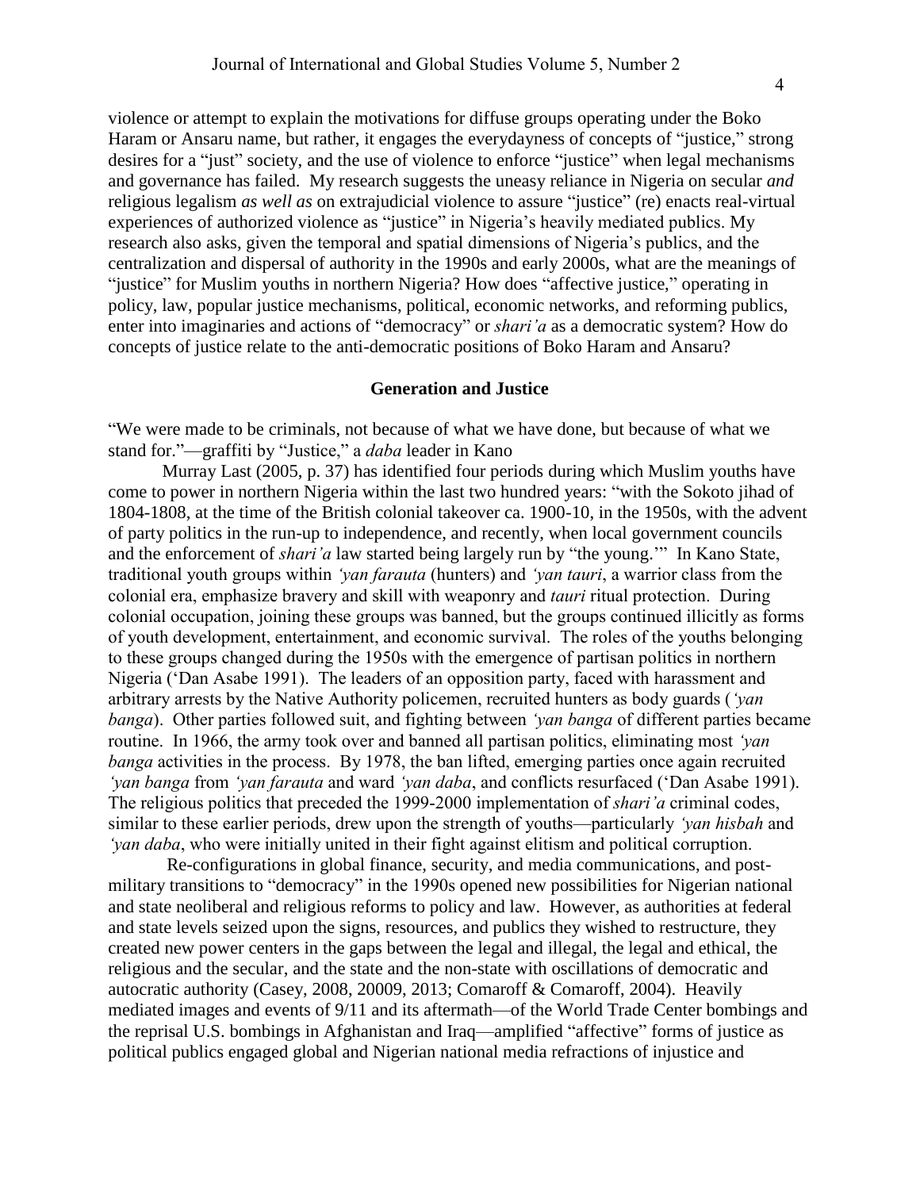violence or attempt to explain the motivations for diffuse groups operating under the Boko Haram or Ansaru name, but rather, it engages the everydayness of concepts of "justice," strong desires for a "just" society, and the use of violence to enforce "justice" when legal mechanisms and governance has failed. My research suggests the uneasy reliance in Nigeria on secular *and* religious legalism *as well as* on extrajudicial violence to assure "justice" (re) enacts real-virtual experiences of authorized violence as "justice" in Nigeria's heavily mediated publics. My research also asks, given the temporal and spatial dimensions of Nigeria's publics, and the centralization and dispersal of authority in the 1990s and early 2000s, what are the meanings of "justice" for Muslim youths in northern Nigeria? How does "affective justice," operating in policy, law, popular justice mechanisms, political, economic networks, and reforming publics, enter into imaginaries and actions of "democracy" or *shari'a* as a democratic system? How do concepts of justice relate to the anti-democratic positions of Boko Haram and Ansaru?

## Generation and Justice

"We were made to be criminals, not because of what we have done, but because of what we stand for."—graffiti by "Justice," a *daba* leader in Kano

Murray Last (2005, p. 37) has identified four periods during which Muslim youths have come to power in northern Nigeria within the last two hundred years: "with the Sokoto jihad of 1804-1808, at the time of the British colonial takeover ca. 1900-10, in the 1950s, with the advent of party politics in the run-up to independence, and recently, when local government councils and the enforcement of *shari'a* law started being largely run by "the young.'" In Kano State, traditional youth groups within *'yan farauta* (hunters) and *'yan tauri*, a warrior class from the colonial era, emphasize bravery and skill with weaponry and *tauri* ritual protection. During colonial occupation, joining these groups was banned, but the groups continued illicitly as forms of youth development, entertainment, and economic survival. The roles of the youths belonging to these groups changed during the 1950s with the emergence of partisan politics in northern Nigeria ('Dan Asabe 1991). The leaders of an opposition party, faced with harassment and arbitrary arrests by the Native Authority policemen, recruited hunters as body guards (*'yan banga*). Other parties followed suit, and fighting between *'yan banga* of different parties became routine. In 1966, the army took over and banned all partisan politics, eliminating most *'yan banga* activities in the process. By 1978, the ban lifted, emerging parties once again recruited *'yan banga* from *'yan farauta* and ward *'yan daba*, and conflicts resurfaced ('Dan Asabe 1991). The religious politics that preceded the 1999-2000 implementation of *shari'a* criminal codes, similar to these earlier periods, drew upon the strength of youths—particularly *'yan hisbah* and *'yan daba*, who were initially united in their fight against elitism and political corruption.

Re-configurations in global finance, security, and media communications, and post-military transitions to "democracy" in the 1990s opened new possibilities for Nigerian national and state neoliberal and religious reforms to policy and law. However, as authorities at federal and state levels seized upon the signs, resources, and publics they wished to restructure, they created new power centers in the gaps between the legal and illegal, the legal and ethical, the religious and the secular, and the state and the non-state with oscillations of democratic and autocratic authority (Casey, 2008, 20009, 2013; Comaroff & Comaroff, 2004). Heavily mediated images and events of 9/11 and its aftermath—of the World Trade Center bombings and the reprisal U.S. bombings in Afghanistan and Iraq—amplified "affective" forms of justice as political publics engaged global and Nigerian national media refractions of injustice and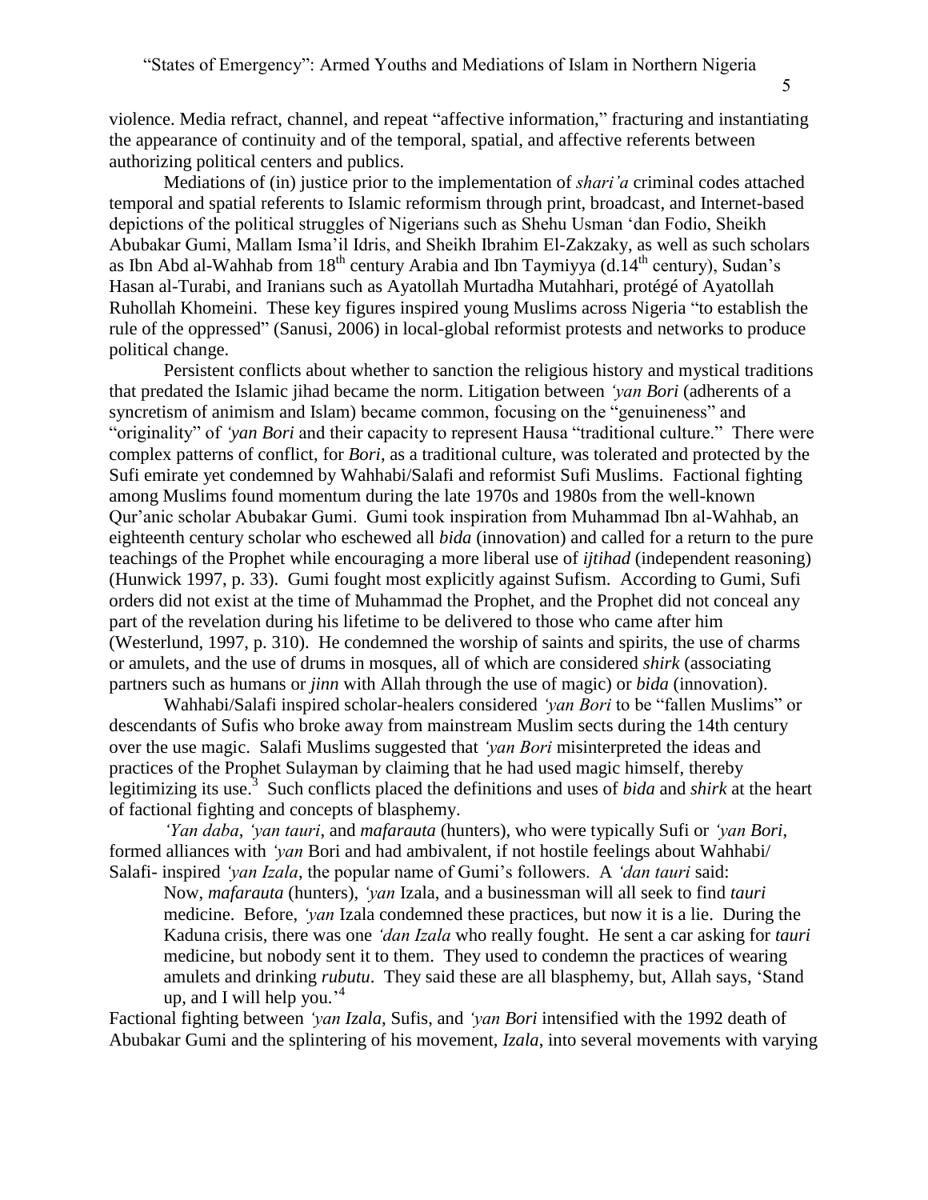violence. Media refract, channel, and repeat "affective information," fracturing and instantiating the appearance of continuity and of the temporal, spatial, and affective referents between authorizing political centers and publics.

Mediations of (in) justice prior to the implementation of *shari'a* criminal codes attached temporal and spatial referents to Islamic reformism through print, broadcast, and Internet-based depictions of the political struggles of Nigerians such as Shehu Usman 'dan Fodio, Sheikh Abubakar Gumi, Mallam Isma'il Idris, and Sheikh Ibrahim El-Zakzaky, as well as such scholars as Ibn Abd al-Wahhab from 18th century Arabia and Ibn Taymiyya (d.14th century), Sudan's Hasan al-Turabi, and Iranians such as Ayatollah Murtadha Mutahhari, protégé of Ayatollah Ruhollah Khomeini. These key figures inspired young Muslims across Nigeria "to establish the rule of the oppressed" (Sanusi, 2006) in local-global reformist protests and networks to produce political change.

Persistent conflicts about whether to sanction the religious history and mystical traditions that predated the Islamic jihad became the norm. Litigation between *'yan Bori* (adherents of a syncretism of animism and Islam) became common, focusing on the "genuineness" and "originality" of *'yan Bori* and their capacity to represent Hausa "traditional culture." There were complex patterns of conflict, for *Bori*, as a traditional culture, was tolerated and protected by the Sufi emirate yet condemned by Wahhabi/Salafi and reformist Sufi Muslims. Factional fighting among Muslims found momentum during the late 1970s and 1980s from the well-known Qur'anic scholar Abubakar Gumi. Gumi took inspiration from Muhammad Ibn al-Wahhab, an eighteenth century scholar who eschewed all *bida* (innovation) and called for a return to the pure teachings of the Prophet while encouraging a more liberal use of *ijtihad* (independent reasoning) (Hunwick 1997, p. 33). Gumi fought most explicitly against Sufism. According to Gumi, Sufi orders did not exist at the time of Muhammad the Prophet, and the Prophet did not conceal any part of the revelation during his lifetime to be delivered to those who came after him (Westerlund, 1997, p. 310). He condemned the worship of saints and spirits, the use of charms or amulets, and the use of drums in mosques, all of which are considered *shirk* (associating partners such as humans or *jinn* with Allah through the use of magic) or *bida* (innovation).

Wahhabi/Salafi inspired scholar-healers considered *'yan Bori* to be "fallen Muslims" or descendants of Sufis who broke away from mainstream Muslim sects during the 14th century over the use magic. Salafi Muslims suggested that *'yan Bori* misinterpreted the ideas and practices of the Prophet Sulayman by claiming that he had used magic himself, thereby legitimizing its use.[3] Such conflicts placed the definitions and uses of *bida* and *shirk* at the heart of factional fighting and concepts of blasphemy.

*'Yan daba*, *'yan tauri*, and *mafarauta* (hunters), who were typically Sufi or *'yan Bori*, formed alliances with *'yan* Bori and had ambivalent, if not hostile feelings about Wahhabi/ Salafi- inspired *'yan Izala*, the popular name of Gumi's followers. A *'dan tauri* said:

> Now, *mafarauta* (hunters), *'yan* Izala, and a businessman will all seek to find *tauri* medicine. Before, *'yan* Izala condemned these practices, but now it is a lie. During the Kaduna crisis, there was one *'dan Izala* who really fought. He sent a car asking for *tauri* medicine, but nobody sent it to them. They used to condemn the practices of wearing amulets and drinking *rubutu*. They said these are all blasphemy, but, Allah says, 'Stand up, and I will help you.'[4]

Factional fighting between *'yan Izala*, Sufis, and *'yan Bori* intensified with the 1992 death of Abubakar Gumi and the splintering of his movement, *Izala*, into several movements with varying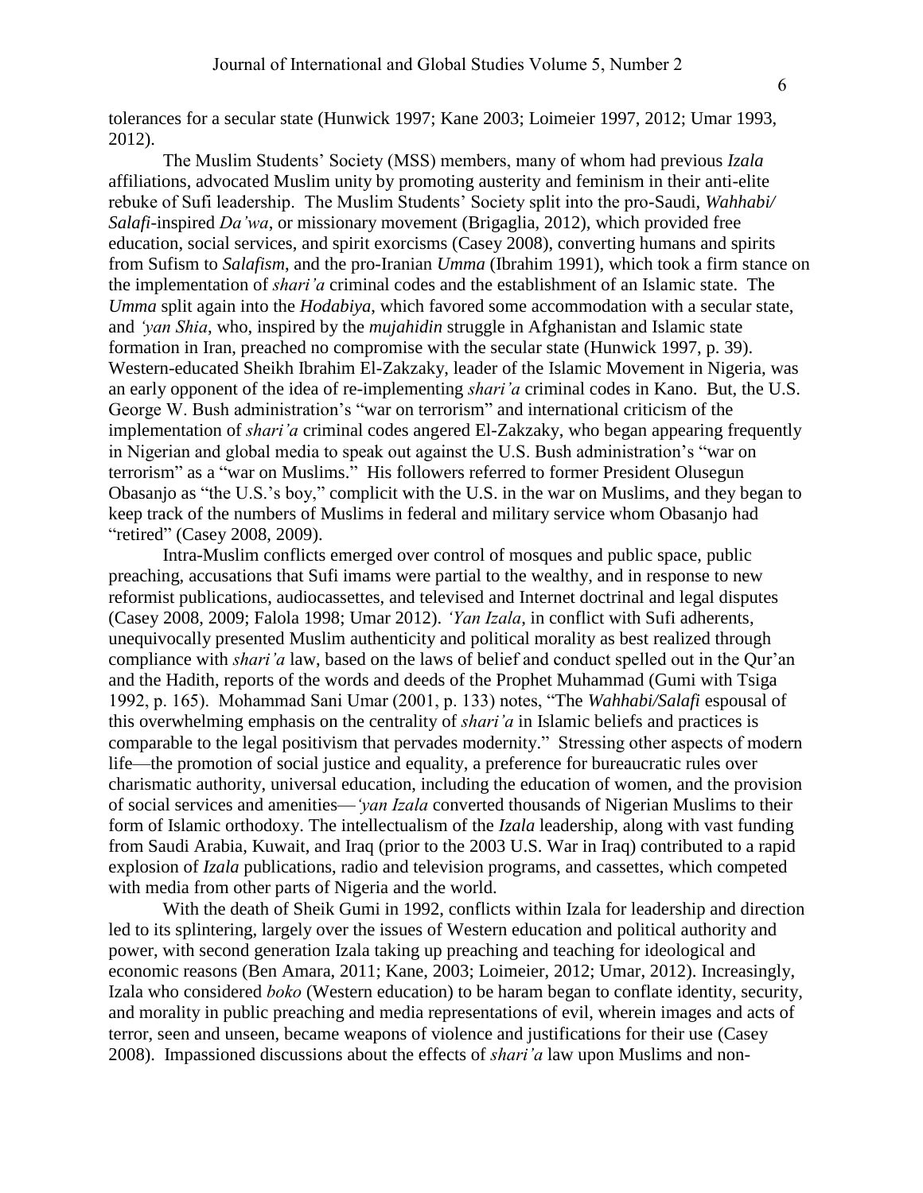tolerances for a secular state (Hunwick 1997; Kane 2003; Loimeier 1997, 2012; Umar 1993, 2012).

The Muslim Students' Society (MSS) members, many of whom had previous *Izala* affiliations, advocated Muslim unity by promoting austerity and feminism in their anti-elite rebuke of Sufi leadership. The Muslim Students' Society split into the pro-Saudi, *Wahhabi/ Salafi*-inspired *Da'wa*, or missionary movement (Brigaglia, 2012), which provided free education, social services, and spirit exorcisms (Casey 2008), converting humans and spirits from Sufism to *Salafism*, and the pro-Iranian *Umma* (Ibrahim 1991), which took a firm stance on the implementation of *shari'a* criminal codes and the establishment of an Islamic state. The *Umma* split again into the *Hodabiya*, which favored some accommodation with a secular state, and *'yan Shia*, who, inspired by the *mujahidin* struggle in Afghanistan and Islamic state formation in Iran, preached no compromise with the secular state (Hunwick 1997, p. 39). Western-educated Sheikh Ibrahim El-Zakzaky, leader of the Islamic Movement in Nigeria, was an early opponent of the idea of re-implementing *shari'a* criminal codes in Kano. But, the U.S. George W. Bush administration's "war on terrorism" and international criticism of the implementation of *shari'a* criminal codes angered El-Zakzaky, who began appearing frequently in Nigerian and global media to speak out against the U.S. Bush administration's "war on terrorism" as a "war on Muslims." His followers referred to former President Olusegun Obasanjo as "the U.S.'s boy," complicit with the U.S. in the war on Muslims, and they began to keep track of the numbers of Muslims in federal and military service whom Obasanjo had "retired" (Casey 2008, 2009).

Intra-Muslim conflicts emerged over control of mosques and public space, public preaching, accusations that Sufi imams were partial to the wealthy, and in response to new reformist publications, audiocassettes, and televised and Internet doctrinal and legal disputes (Casey 2008, 2009; Falola 1998; Umar 2012). *'Yan Izala*, in conflict with Sufi adherents, unequivocally presented Muslim authenticity and political morality as best realized through compliance with *shari'a* law, based on the laws of belief and conduct spelled out in the Qur'an and the Hadith, reports of the words and deeds of the Prophet Muhammad (Gumi with Tsiga 1992, p. 165). Mohammad Sani Umar (2001, p. 133) notes, "The *Wahhabi/Salafi* espousal of this overwhelming emphasis on the centrality of *shari'a* in Islamic beliefs and practices is comparable to the legal positivism that pervades modernity." Stressing other aspects of modern life—the promotion of social justice and equality, a preference for bureaucratic rules over charismatic authority, universal education, including the education of women, and the provision of social services and amenities—*'yan Izala* converted thousands of Nigerian Muslims to their form of Islamic orthodoxy. The intellectualism of the *Izala* leadership, along with vast funding from Saudi Arabia, Kuwait, and Iraq (prior to the 2003 U.S. War in Iraq) contributed to a rapid explosion of *Izala* publications, radio and television programs, and cassettes, which competed with media from other parts of Nigeria and the world.

With the death of Sheik Gumi in 1992, conflicts within Izala for leadership and direction led to its splintering, largely over the issues of Western education and political authority and power, with second generation Izala taking up preaching and teaching for ideological and economic reasons (Ben Amara, 2011; Kane, 2003; Loimeier, 2012; Umar, 2012). Increasingly, Izala who considered *boko* (Western education) to be haram began to conflate identity, security, and morality in public preaching and media representations of evil, wherein images and acts of terror, seen and unseen, became weapons of violence and justifications for their use (Casey 2008). Impassioned discussions about the effects of *shari'a* law upon Muslims and non-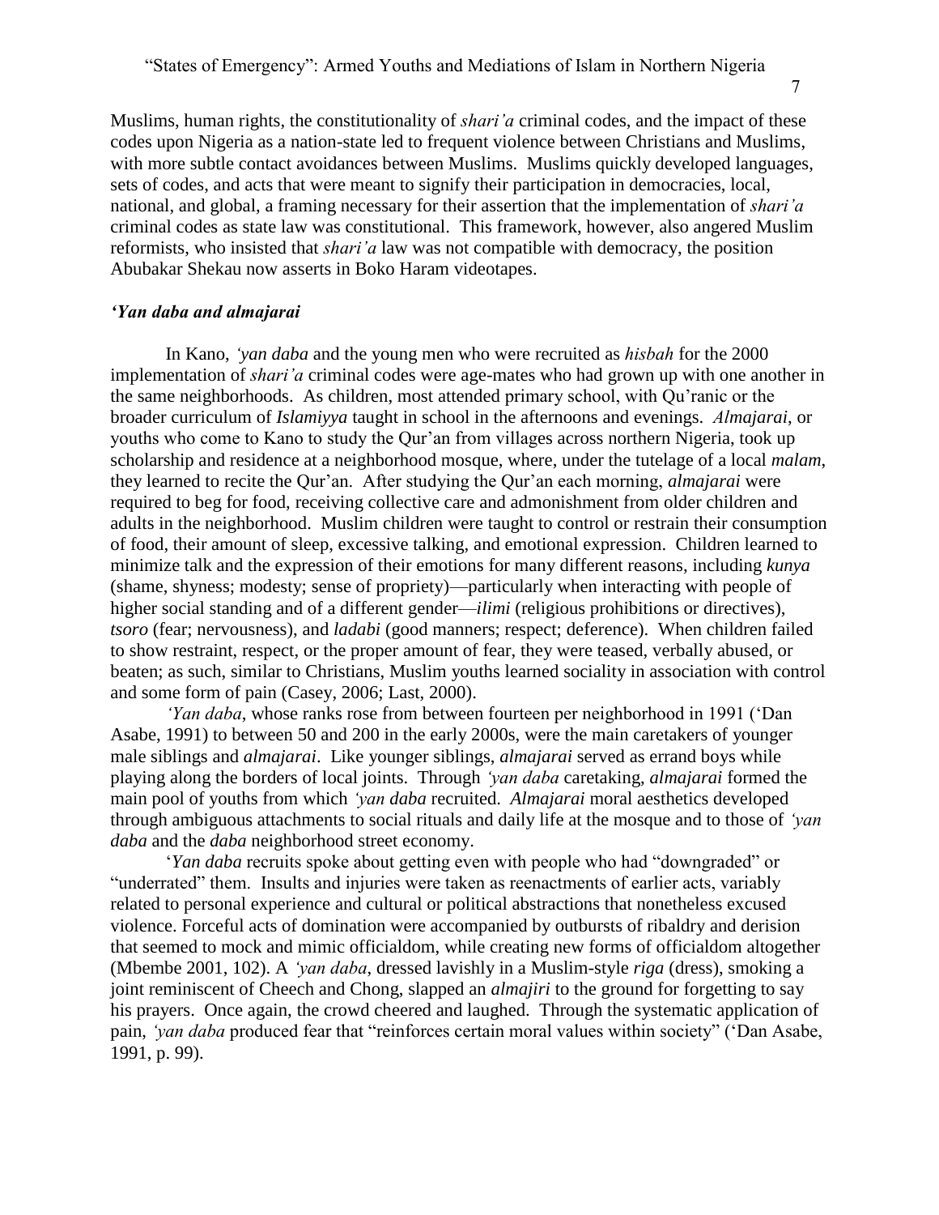Muslims, human rights, the constitutionality of *shari'a* criminal codes, and the impact of these codes upon Nigeria as a nation-state led to frequent violence between Christians and Muslims, with more subtle contact avoidances between Muslims. Muslims quickly developed languages, sets of codes, and acts that were meant to signify their participation in democracies, local, national, and global, a framing necessary for their assertion that the implementation of *shari'a* criminal codes as state law was constitutional. This framework, however, also angered Muslim reformists, who insisted that *shari'a* law was not compatible with democracy, the position Abubakar Shekau now asserts in Boko Haram videotapes.

### *'Yan daba and almajarai*

In Kano, *'yan daba* and the young men who were recruited as *hisbah* for the 2000 implementation of *shari'a* criminal codes were age-mates who had grown up with one another in the same neighborhoods. As children, most attended primary school, with Qu'ranic or the broader curriculum of *Islamiyya* taught in school in the afternoons and evenings. *Almajarai*, or youths who come to Kano to study the Qur'an from villages across northern Nigeria, took up scholarship and residence at a neighborhood mosque, where, under the tutelage of a local *malam*, they learned to recite the Qur'an. After studying the Qur'an each morning, *almajarai* were required to beg for food, receiving collective care and admonishment from older children and adults in the neighborhood. Muslim children were taught to control or restrain their consumption of food, their amount of sleep, excessive talking, and emotional expression. Children learned to minimize talk and the expression of their emotions for many different reasons, including *kunya* (shame, shyness; modesty; sense of propriety)—particularly when interacting with people of higher social standing and of a different gender—*ilimi* (religious prohibitions or directives), *tsoro* (fear; nervousness), and *ladabi* (good manners; respect; deference). When children failed to show restraint, respect, or the proper amount of fear, they were teased, verbally abused, or beaten; as such, similar to Christians, Muslim youths learned sociality in association with control and some form of pain (Casey, 2006; Last, 2000).

*'Yan daba*, whose ranks rose from between fourteen per neighborhood in 1991 ('Dan Asabe, 1991) to between 50 and 200 in the early 2000s, were the main caretakers of younger male siblings and *almajarai*. Like younger siblings, *almajarai* served as errand boys while playing along the borders of local joints. Through *'yan daba* caretaking, *almajarai* formed the main pool of youths from which *'yan daba* recruited. *Almajarai* moral aesthetics developed through ambiguous attachments to social rituals and daily life at the mosque and to those of *'yan daba* and the *daba* neighborhood street economy.

'*Yan daba* recruits spoke about getting even with people who had "downgraded" or "underrated" them. Insults and injuries were taken as reenactments of earlier acts, variably related to personal experience and cultural or political abstractions that nonetheless excused violence. Forceful acts of domination were accompanied by outbursts of ribaldry and derision that seemed to mock and mimic officialdom, while creating new forms of officialdom altogether (Mbembe 2001, 102). A *'yan daba*, dressed lavishly in a Muslim-style *riga* (dress), smoking a joint reminiscent of Cheech and Chong, slapped an *almajiri* to the ground for forgetting to say his prayers. Once again, the crowd cheered and laughed. Through the systematic application of pain, *'yan daba* produced fear that "reinforces certain moral values within society" ('Dan Asabe, 1991, p. 99).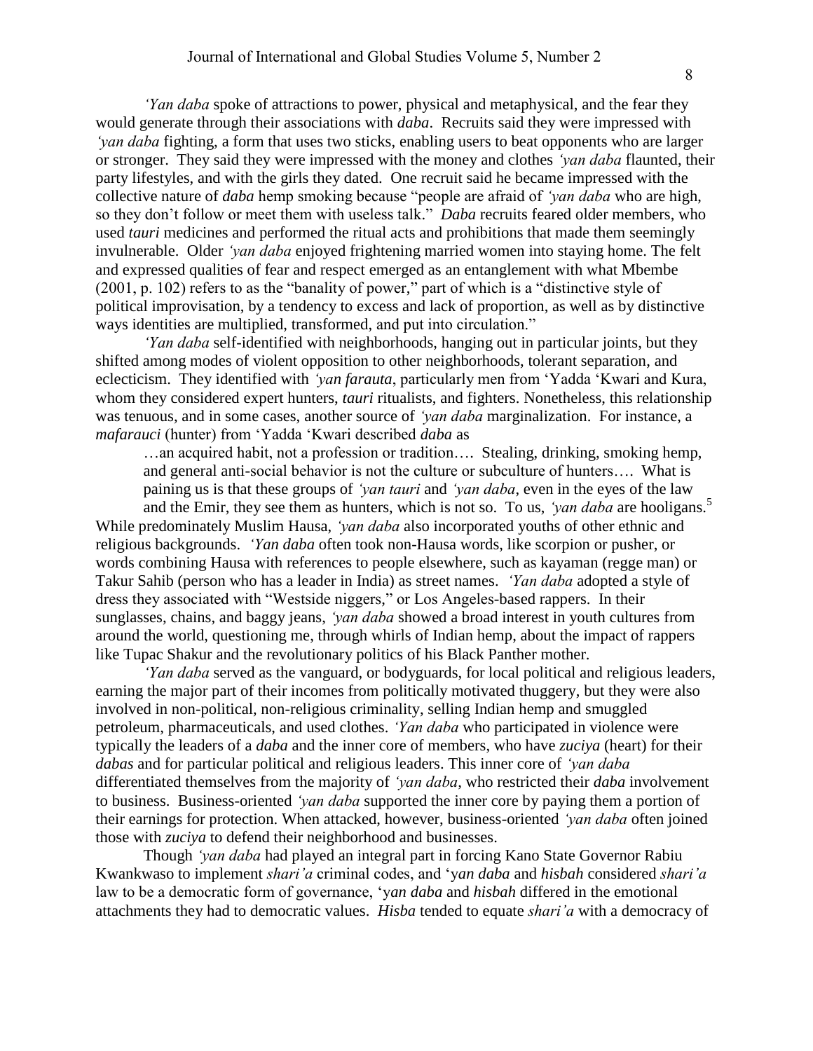*'Yan daba* spoke of attractions to power, physical and metaphysical, and the fear they would generate through their associations with *daba*. Recruits said they were impressed with *'yan daba* fighting, a form that uses two sticks, enabling users to beat opponents who are larger or stronger. They said they were impressed with the money and clothes *'yan daba* flaunted, their party lifestyles, and with the girls they dated. One recruit said he became impressed with the collective nature of *daba* hemp smoking because "people are afraid of *'yan daba* who are high, so they don't follow or meet them with useless talk." *Daba* recruits feared older members, who used *tauri* medicines and performed the ritual acts and prohibitions that made them seemingly invulnerable. Older *'yan daba* enjoyed frightening married women into staying home. The felt and expressed qualities of fear and respect emerged as an entanglement with what Mbembe (2001, p. 102) refers to as the "banality of power," part of which is a "distinctive style of political improvisation, by a tendency to excess and lack of proportion, as well as by distinctive ways identities are multiplied, transformed, and put into circulation."

*'Yan daba* self-identified with neighborhoods, hanging out in particular joints, but they shifted among modes of violent opposition to other neighborhoods, tolerant separation, and eclecticism. They identified with *'yan farauta*, particularly men from 'Yadda 'Kwari and Kura, whom they considered expert hunters, *tauri* ritualists, and fighters. Nonetheless, this relationship was tenuous, and in some cases, another source of *'yan daba* marginalization. For instance, a *mafarauci* (hunter) from 'Yadda 'Kwari described *daba* as

> …an acquired habit, not a profession or tradition…. Stealing, drinking, smoking hemp, and general anti-social behavior is not the culture or subculture of hunters…. What is paining us is that these groups of *'yan tauri* and *'yan daba*, even in the eyes of the law and the Emir, they see them as hunters, which is not so. To us, *'yan daba* are hooligans.[5]

While predominately Muslim Hausa, *'yan daba* also incorporated youths of other ethnic and religious backgrounds. *'Yan daba* often took non-Hausa words, like scorpion or pusher, or words combining Hausa with references to people elsewhere, such as kayaman (regge man) or Takur Sahib (person who has a leader in India) as street names. *'Yan daba* adopted a style of dress they associated with "Westside niggers," or Los Angeles-based rappers. In their sunglasses, chains, and baggy jeans, *'yan daba* showed a broad interest in youth cultures from around the world, questioning me, through whirls of Indian hemp, about the impact of rappers like Tupac Shakur and the revolutionary politics of his Black Panther mother.

*'Yan daba* served as the vanguard, or bodyguards, for local political and religious leaders, earning the major part of their incomes from politically motivated thuggery, but they were also involved in non-political, non-religious criminality, selling Indian hemp and smuggled petroleum, pharmaceuticals, and used clothes. *'Yan daba* who participated in violence were typically the leaders of a *daba* and the inner core of members, who have *zuciya* (heart) for their *dabas* and for particular political and religious leaders. This inner core of *'yan daba* differentiated themselves from the majority of *'yan daba*, who restricted their *daba* involvement to business. Business-oriented *'yan daba* supported the inner core by paying them a portion of their earnings for protection. When attacked, however, business-oriented *'yan daba* often joined those with *zuciya* to defend their neighborhood and businesses.

Though *'yan daba* had played an integral part in forcing Kano State Governor Rabiu Kwankwaso to implement *shari'a* criminal codes, 'y*an daba* and *hisbah* considered *shari'a* law to be a democratic form of governance, 'y*an daba* and *hisbah* differed in the emotional attachments they had to democratic values. *Hisba* tended to equate *shari'a* with a democracy of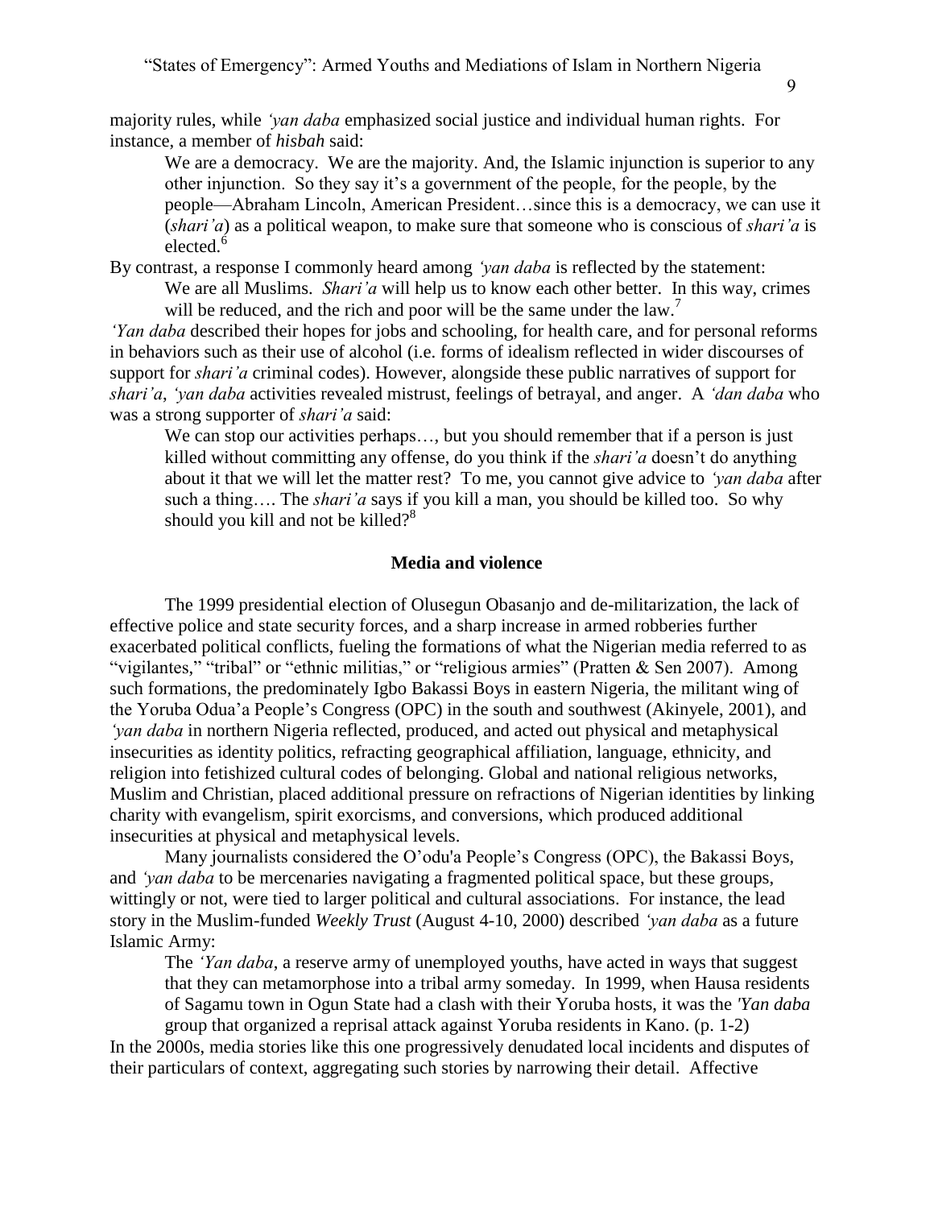majority rules, while *'yan daba* emphasized social justice and individual human rights. For instance, a member of *hisbah* said:

> We are a democracy. We are the majority. And, the Islamic injunction is superior to any other injunction. So they say it's a government of the people, for the people, by the people—Abraham Lincoln, American President…since this is a democracy, we can use it (*shari'a*) as a political weapon, to make sure that someone who is conscious of *shari'a* is elected.[6]

By contrast, a response I commonly heard among *'yan daba* is reflected by the statement:

> We are all Muslims. *Shari'a* will help us to know each other better. In this way, crimes will be reduced, and the rich and poor will be the same under the law.[7]

*'Yan daba* described their hopes for jobs and schooling, for health care, and for personal reforms in behaviors such as their use of alcohol (i.e. forms of idealism reflected in wider discourses of support for *shari'a* criminal codes). However, alongside these public narratives of support for *shari'a*, *'yan daba* activities revealed mistrust, feelings of betrayal, and anger. A *'dan daba* who was a strong supporter of *shari'a* said:

> We can stop our activities perhaps…, but you should remember that if a person is just killed without committing any offense, do you think if the *shari'a* doesn't do anything about it that we will let the matter rest? To me, you cannot give advice to *'yan daba* after such a thing…. The *shari'a* says if you kill a man, you should be killed too. So why should you kill and not be killed?[8]

## Media and violence

The 1999 presidential election of Olusegun Obasanjo and de-militarization, the lack of effective police and state security forces, and a sharp increase in armed robberies further exacerbated political conflicts, fueling the formations of what the Nigerian media referred to as "vigilantes," "tribal" or "ethnic militias," or "religious armies" (Pratten & Sen 2007). Among such formations, the predominately Igbo Bakassi Boys in eastern Nigeria, the militant wing of the Yoruba Odua'a People's Congress (OPC) in the south and southwest (Akinyele, 2001), and *'yan daba* in northern Nigeria reflected, produced, and acted out physical and metaphysical insecurities as identity politics, refracting geographical affiliation, language, ethnicity, and religion into fetishized cultural codes of belonging. Global and national religious networks, Muslim and Christian, placed additional pressure on refractions of Nigerian identities by linking charity with evangelism, spirit exorcisms, and conversions, which produced additional insecurities at physical and metaphysical levels.

Many journalists considered the O'odu'a People's Congress (OPC), the Bakassi Boys, and *'yan daba* to be mercenaries navigating a fragmented political space, but these groups, wittingly or not, were tied to larger political and cultural associations. For instance, the lead story in the Muslim-funded *Weekly Trust* (August 4-10, 2000) described *'yan daba* as a future Islamic Army:

> The *'Yan daba*, a reserve army of unemployed youths, have acted in ways that suggest that they can metamorphose into a tribal army someday. In 1999, when Hausa residents of Sagamu town in Ogun State had a clash with their Yoruba hosts, it was the *'Yan daba* group that organized a reprisal attack against Yoruba residents in Kano. (p. 1-2)

In the 2000s, media stories like this one progressively denudated local incidents and disputes of their particulars of context, aggregating such stories by narrowing their detail. Affective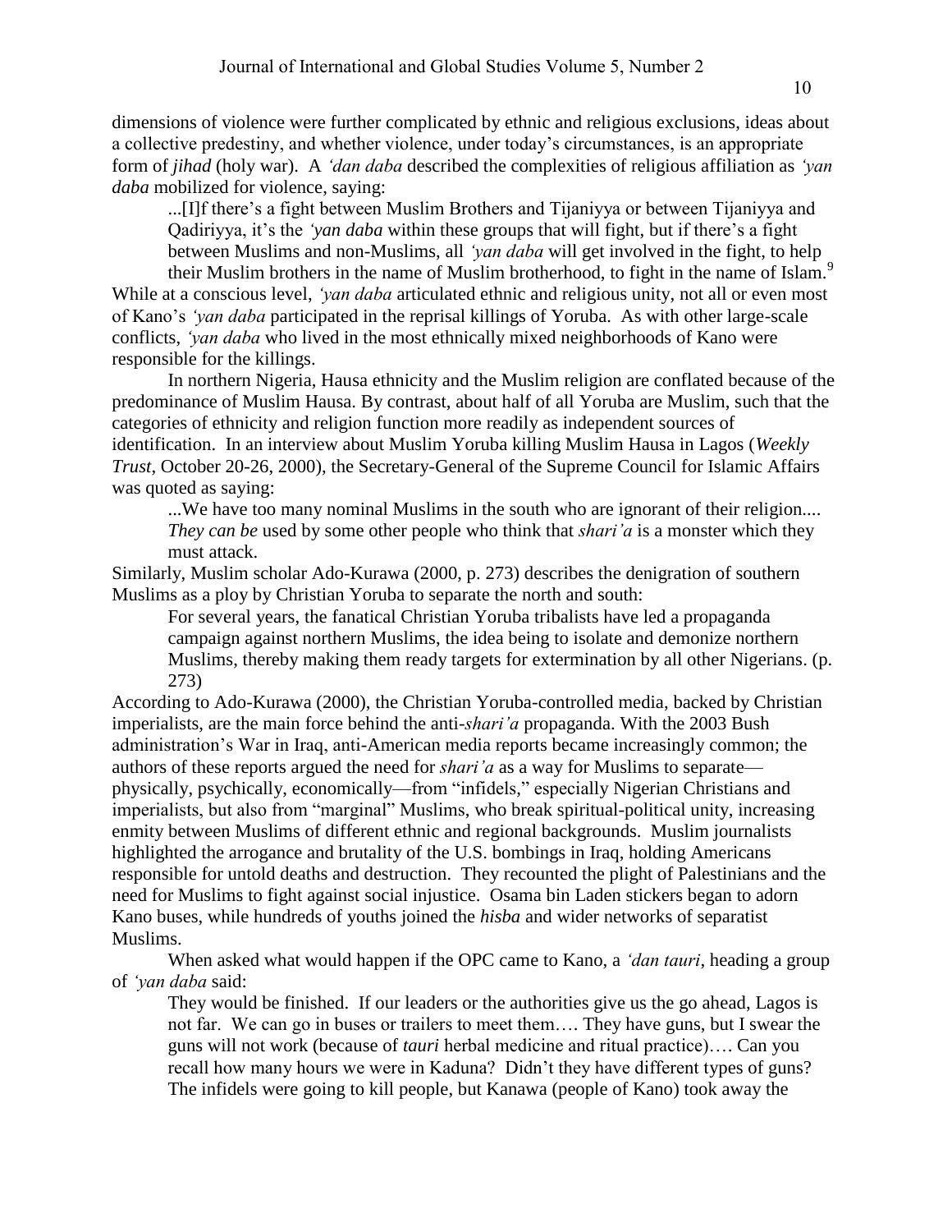dimensions of violence were further complicated by ethnic and religious exclusions, ideas about a collective predestiny, and whether violence, under today's circumstances, is an appropriate form of *jihad* (holy war). A *'dan daba* described the complexities of religious affiliation as *'yan daba* mobilized for violence, saying:

> ...[I]f there's a fight between Muslim Brothers and Tijaniyya or between Tijaniyya and Qadiriyya, it's the *'yan daba* within these groups that will fight, but if there's a fight between Muslims and non-Muslims, all *'yan daba* will get involved in the fight, to help their Muslim brothers in the name of Muslim brotherhood, to fight in the name of Islam.[9]

While at a conscious level, *'yan daba* articulated ethnic and religious unity, not all or even most of Kano's *'yan daba* participated in the reprisal killings of Yoruba. As with other large-scale conflicts, *'yan daba* who lived in the most ethnically mixed neighborhoods of Kano were responsible for the killings.

In northern Nigeria, Hausa ethnicity and the Muslim religion are conflated because of the predominance of Muslim Hausa. By contrast, about half of all Yoruba are Muslim, such that the categories of ethnicity and religion function more readily as independent sources of identification. In an interview about Muslim Yoruba killing Muslim Hausa in Lagos (*Weekly Trust*, October 20-26, 2000), the Secretary-General of the Supreme Council for Islamic Affairs was quoted as saying:

> ...We have too many nominal Muslims in the south who are ignorant of their religion.... *They can be* used by some other people who think that *shari'a* is a monster which they must attack.

Similarly, Muslim scholar Ado-Kurawa (2000, p. 273) describes the denigration of southern Muslims as a ploy by Christian Yoruba to separate the north and south:

> For several years, the fanatical Christian Yoruba tribalists have led a propaganda campaign against northern Muslims, the idea being to isolate and demonize northern Muslims, thereby making them ready targets for extermination by all other Nigerians. (p. 273)

According to Ado-Kurawa (2000), the Christian Yoruba-controlled media, backed by Christian imperialists, are the main force behind the anti-*shari'a* propaganda. With the 2003 Bush administration's War in Iraq, anti-American media reports became increasingly common; the authors of these reports argued the need for *shari'a* as a way for Muslims to separate—physically, psychically, economically—from "infidels," especially Nigerian Christians and imperialists, but also from "marginal" Muslims, who break spiritual-political unity, increasing enmity between Muslims of different ethnic and regional backgrounds. Muslim journalists highlighted the arrogance and brutality of the U.S. bombings in Iraq, holding Americans responsible for untold deaths and destruction. They recounted the plight of Palestinians and the need for Muslims to fight against social injustice. Osama bin Laden stickers began to adorn Kano buses, while hundreds of youths joined the *hisba* and wider networks of separatist Muslims.

When asked what would happen if the OPC came to Kano, a *'dan tauri*, heading a group of *'yan daba* said:

> They would be finished. If our leaders or the authorities give us the go ahead, Lagos is not far. We can go in buses or trailers to meet them…. They have guns, but I swear the guns will not work (because of *tauri* herbal medicine and ritual practice)…. Can you recall how many hours we were in Kaduna? Didn't they have different types of guns? The infidels were going to kill people, but Kanawa (people of Kano) took away the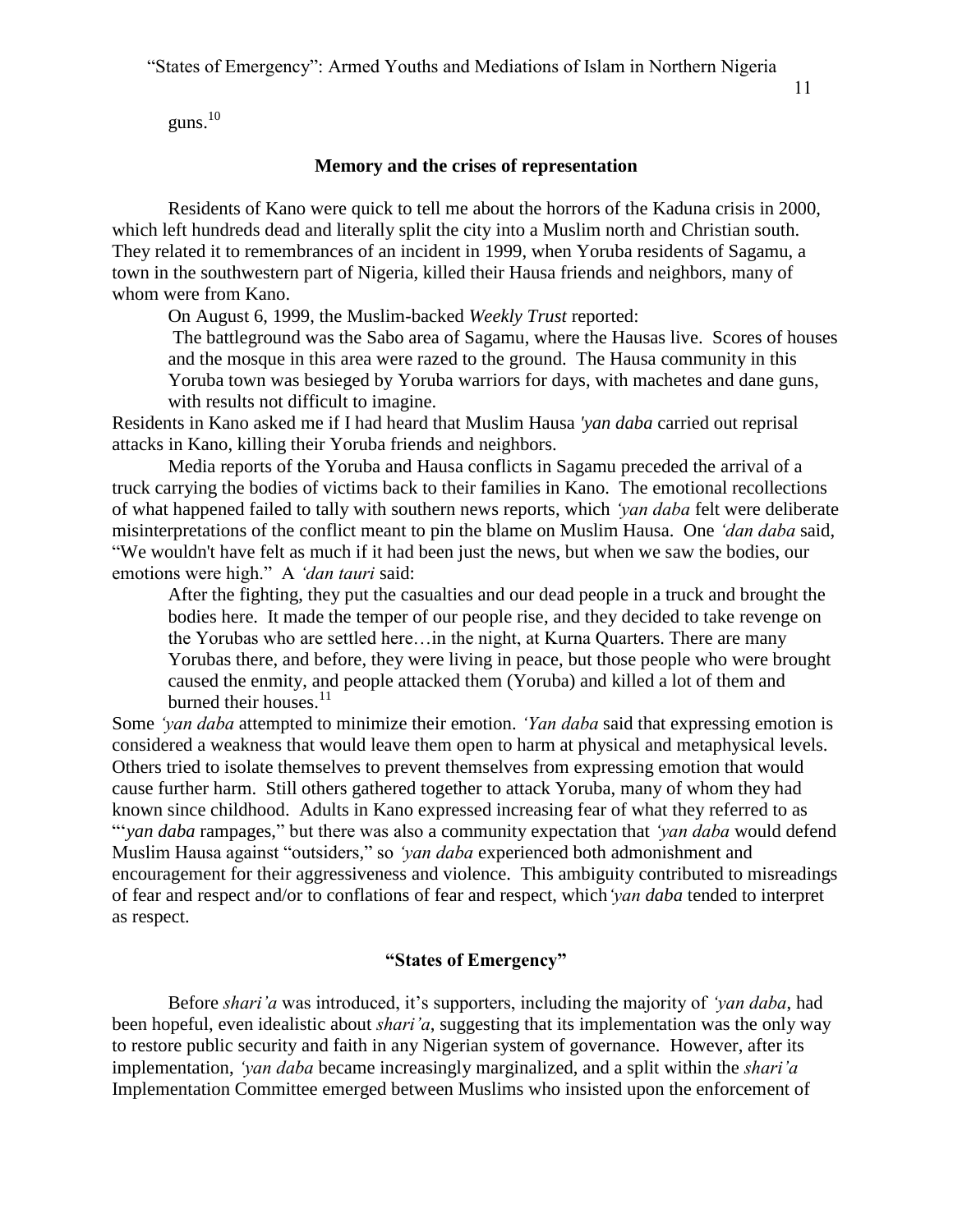guns.[10]

## Memory and the crises of representation

Residents of Kano were quick to tell me about the horrors of the Kaduna crisis in 2000, which left hundreds dead and literally split the city into a Muslim north and Christian south. They related it to remembrances of an incident in 1999, when Yoruba residents of Sagamu, a town in the southwestern part of Nigeria, killed their Hausa friends and neighbors, many of whom were from Kano.

On August 6, 1999, the Muslim-backed *Weekly Trust* reported:

> The battleground was the Sabo area of Sagamu, where the Hausas live. Scores of houses and the mosque in this area were razed to the ground. The Hausa community in this Yoruba town was besieged by Yoruba warriors for days, with machetes and dane guns, with results not difficult to imagine.

Residents in Kano asked me if I had heard that Muslim Hausa *'yan daba* carried out reprisal attacks in Kano, killing their Yoruba friends and neighbors.

Media reports of the Yoruba and Hausa conflicts in Sagamu preceded the arrival of a truck carrying the bodies of victims back to their families in Kano. The emotional recollections of what happened failed to tally with southern news reports, which *'yan daba* felt were deliberate misinterpretations of the conflict meant to pin the blame on Muslim Hausa. One *'dan daba* said, "We wouldn't have felt as much if it had been just the news, but when we saw the bodies, our emotions were high." A *'dan tauri* said:

> After the fighting, they put the casualties and our dead people in a truck and brought the bodies here. It made the temper of our people rise, and they decided to take revenge on the Yorubas who are settled here…in the night, at Kurna Quarters. There are many Yorubas there, and before, they were living in peace, but those people who were brought caused the enmity, and people attacked them (Yoruba) and killed a lot of them and burned their houses.[11]

Some *'yan daba* attempted to minimize their emotion. *'Yan daba* said that expressing emotion is considered a weakness that would leave them open to harm at physical and metaphysical levels. Others tried to isolate themselves to prevent themselves from expressing emotion that would cause further harm. Still others gathered together to attack Yoruba, many of whom they had known since childhood. Adults in Kano expressed increasing fear of what they referred to as "'*yan daba* rampages," but there was also a community expectation that *'yan daba* would defend Muslim Hausa against "outsiders," so *'yan daba* experienced both admonishment and encouragement for their aggressiveness and violence. This ambiguity contributed to misreadings of fear and respect and/or to conflations of fear and respect, which *'yan daba* tended to interpret as respect.

## "States of Emergency"

Before *shari'a* was introduced, it's supporters, including the majority of *'yan daba*, had been hopeful, even idealistic about *shari'a*, suggesting that its implementation was the only way to restore public security and faith in any Nigerian system of governance. However, after its implementation, *'yan daba* became increasingly marginalized, and a split within the *shari'a* Implementation Committee emerged between Muslims who insisted upon the enforcement of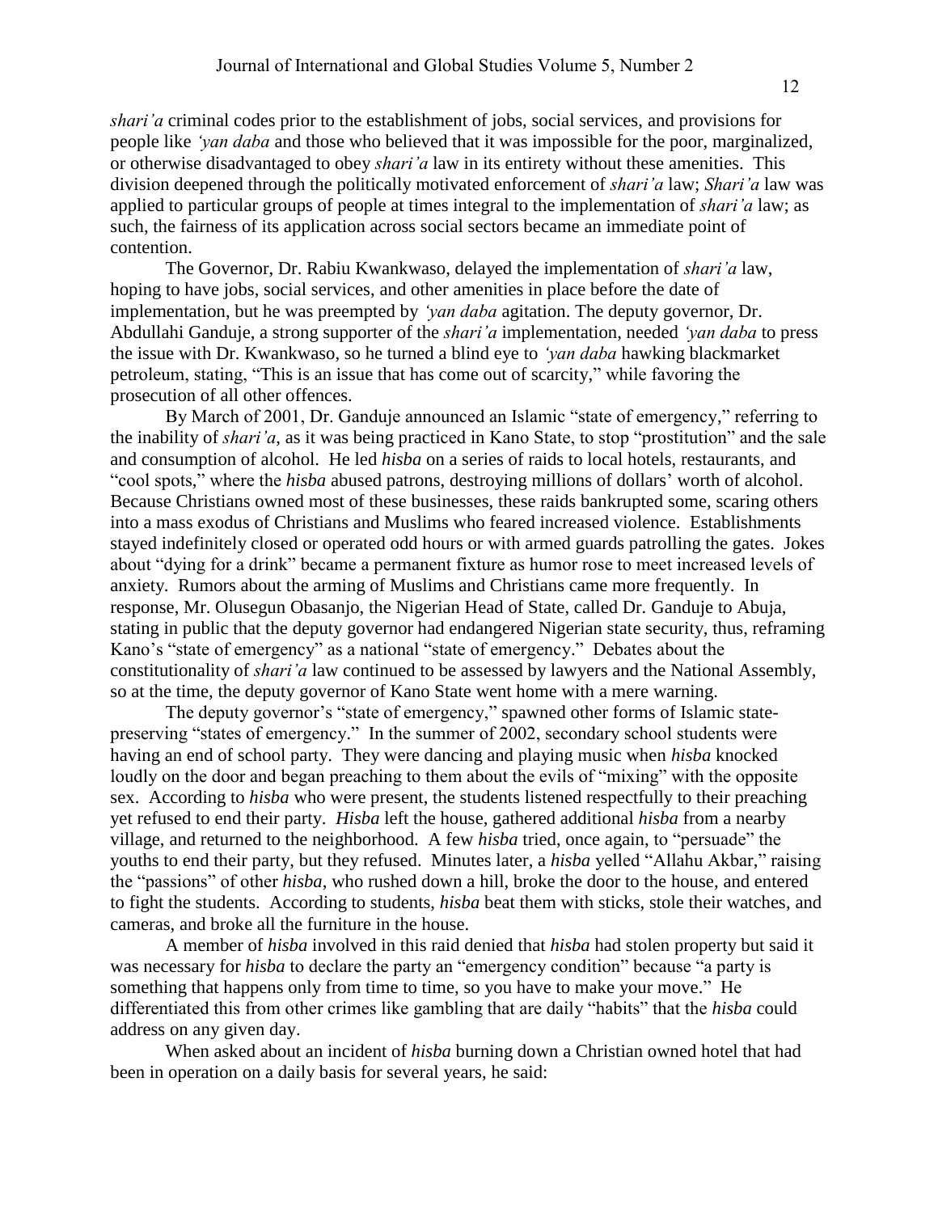*shari'a* criminal codes prior to the establishment of jobs, social services, and provisions for people like *'yan daba* and those who believed that it was impossible for the poor, marginalized, or otherwise disadvantaged to obey *shari'a* law in its entirety without these amenities. This division deepened through the politically motivated enforcement of *shari'a* law; *Shari'a* law was applied to particular groups of people at times integral to the implementation of *shari'a* law; as such, the fairness of its application across social sectors became an immediate point of contention.

The Governor, Dr. Rabiu Kwankwaso, delayed the implementation of *shari'a* law, hoping to have jobs, social services, and other amenities in place before the date of implementation, but he was preempted by *'yan daba* agitation. The deputy governor, Dr. Abdullahi Ganduje, a strong supporter of the *shari'a* implementation, needed *'yan daba* to press the issue with Dr. Kwankwaso, so he turned a blind eye to *'yan daba* hawking blackmarket petroleum, stating, "This is an issue that has come out of scarcity," while favoring the prosecution of all other offences.

By March of 2001, Dr. Ganduje announced an Islamic "state of emergency," referring to the inability of *shari'a*, as it was being practiced in Kano State, to stop "prostitution" and the sale and consumption of alcohol. He led *hisba* on a series of raids to local hotels, restaurants, and "cool spots," where the *hisba* abused patrons, destroying millions of dollars' worth of alcohol. Because Christians owned most of these businesses, these raids bankrupted some, scaring others into a mass exodus of Christians and Muslims who feared increased violence. Establishments stayed indefinitely closed or operated odd hours or with armed guards patrolling the gates. Jokes about "dying for a drink" became a permanent fixture as humor rose to meet increased levels of anxiety. Rumors about the arming of Muslims and Christians came more frequently. In response, Mr. Olusegun Obasanjo, the Nigerian Head of State, called Dr. Ganduje to Abuja, stating in public that the deputy governor had endangered Nigerian state security, thus, reframing Kano's "state of emergency" as a national "state of emergency." Debates about the constitutionality of *shari'a* law continued to be assessed by lawyers and the National Assembly, so at the time, the deputy governor of Kano State went home with a mere warning.

The deputy governor's "state of emergency," spawned other forms of Islamic state-preserving "states of emergency." In the summer of 2002, secondary school students were having an end of school party. They were dancing and playing music when *hisba* knocked loudly on the door and began preaching to them about the evils of "mixing" with the opposite sex. According to *hisba* who were present, the students listened respectfully to their preaching yet refused to end their party. *Hisba* left the house, gathered additional *hisba* from a nearby village, and returned to the neighborhood. A few *hisba* tried, once again, to "persuade" the youths to end their party, but they refused. Minutes later, a *hisba* yelled "Allahu Akbar," raising the "passions" of other *hisba*, who rushed down a hill, broke the door to the house, and entered to fight the students. According to students, *hisba* beat them with sticks, stole their watches, and cameras, and broke all the furniture in the house.

A member of *hisba* involved in this raid denied that *hisba* had stolen property but said it was necessary for *hisba* to declare the party an "emergency condition" because "a party is something that happens only from time to time, so you have to make your move." He differentiated this from other crimes like gambling that are daily "habits" that the *hisba* could address on any given day.

When asked about an incident of *hisba* burning down a Christian owned hotel that had been in operation on a daily basis for several years, he said: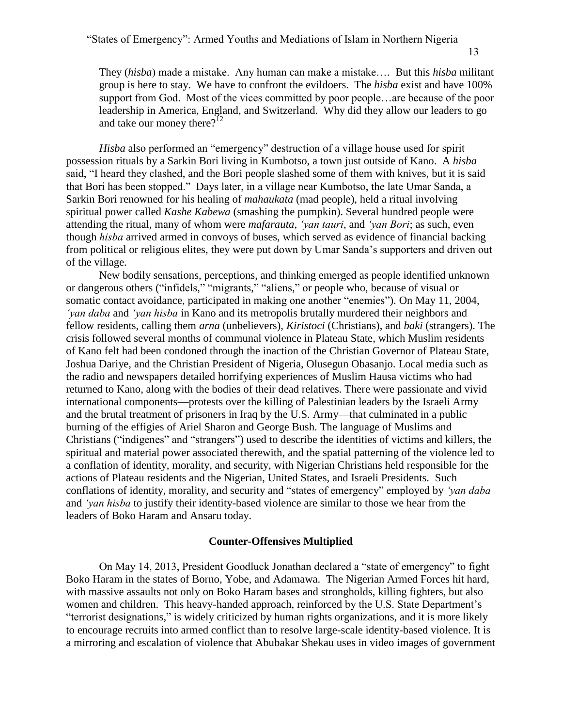> They (*hisba*) made a mistake. Any human can make a mistake…. But this *hisba* militant group is here to stay. We have to confront the evildoers. The *hisba* exist and have 100% support from God. Most of the vices committed by poor people…are because of the poor leadership in America, England, and Switzerland. Why did they allow our leaders to go and take our money there?[12]

*Hisba* also performed an "emergency" destruction of a village house used for spirit possession rituals by a Sarkin Bori living in Kumbotso, a town just outside of Kano. A *hisba* said, "I heard they clashed, and the Bori people slashed some of them with knives, but it is said that Bori has been stopped." Days later, in a village near Kumbotso, the late Umar Sanda, a Sarkin Bori renowned for his healing of *mahaukata* (mad people), held a ritual involving spiritual power called *Kashe Kabewa* (smashing the pumpkin). Several hundred people were attending the ritual, many of whom were *mafarauta*, *'yan tauri*, and *'yan Bori*; as such, even though *hisba* arrived armed in convoys of buses, which served as evidence of financial backing from political or religious elites, they were put down by Umar Sanda's supporters and driven out of the village.

New bodily sensations, perceptions, and thinking emerged as people identified unknown or dangerous others ("infidels," "migrants," "aliens," or people who, because of visual or somatic contact avoidance, participated in making one another "enemies"). On May 11, 2004, *'yan daba* and *'yan hisba* in Kano and its metropolis brutally murdered their neighbors and fellow residents, calling them *arna* (unbelievers), *Kiristoci* (Christians), and *baki* (strangers). The crisis followed several months of communal violence in Plateau State, which Muslim residents of Kano felt had been condoned through the inaction of the Christian Governor of Plateau State, Joshua Dariye, and the Christian President of Nigeria, Olusegun Obasanjo. Local media such as the radio and newspapers detailed horrifying experiences of Muslim Hausa victims who had returned to Kano, along with the bodies of their dead relatives. There were passionate and vivid international components—protests over the killing of Palestinian leaders by the Israeli Army and the brutal treatment of prisoners in Iraq by the U.S. Army—that culminated in a public burning of the effigies of Ariel Sharon and George Bush. The language of Muslims and Christians ("indigenes" and "strangers") used to describe the identities of victims and killers, the spiritual and material power associated therewith, and the spatial patterning of the violence led to a conflation of identity, morality, and security, with Nigerian Christians held responsible for the actions of Plateau residents and the Nigerian, United States, and Israeli Presidents. Such conflations of identity, morality, and security and "states of emergency" employed by *'yan daba* and *'yan hisba* to justify their identity-based violence are similar to those we hear from the leaders of Boko Haram and Ansaru today.

## Counter-Offensives Multiplied

On May 14, 2013, President Goodluck Jonathan declared a "state of emergency" to fight Boko Haram in the states of Borno, Yobe, and Adamawa. The Nigerian Armed Forces hit hard, with massive assaults not only on Boko Haram bases and strongholds, killing fighters, but also women and children. This heavy-handed approach, reinforced by the U.S. State Department's "terrorist designations," is widely criticized by human rights organizations, and it is more likely to encourage recruits into armed conflict than to resolve large-scale identity-based violence. It is a mirroring and escalation of violence that Abubakar Shekau uses in video images of government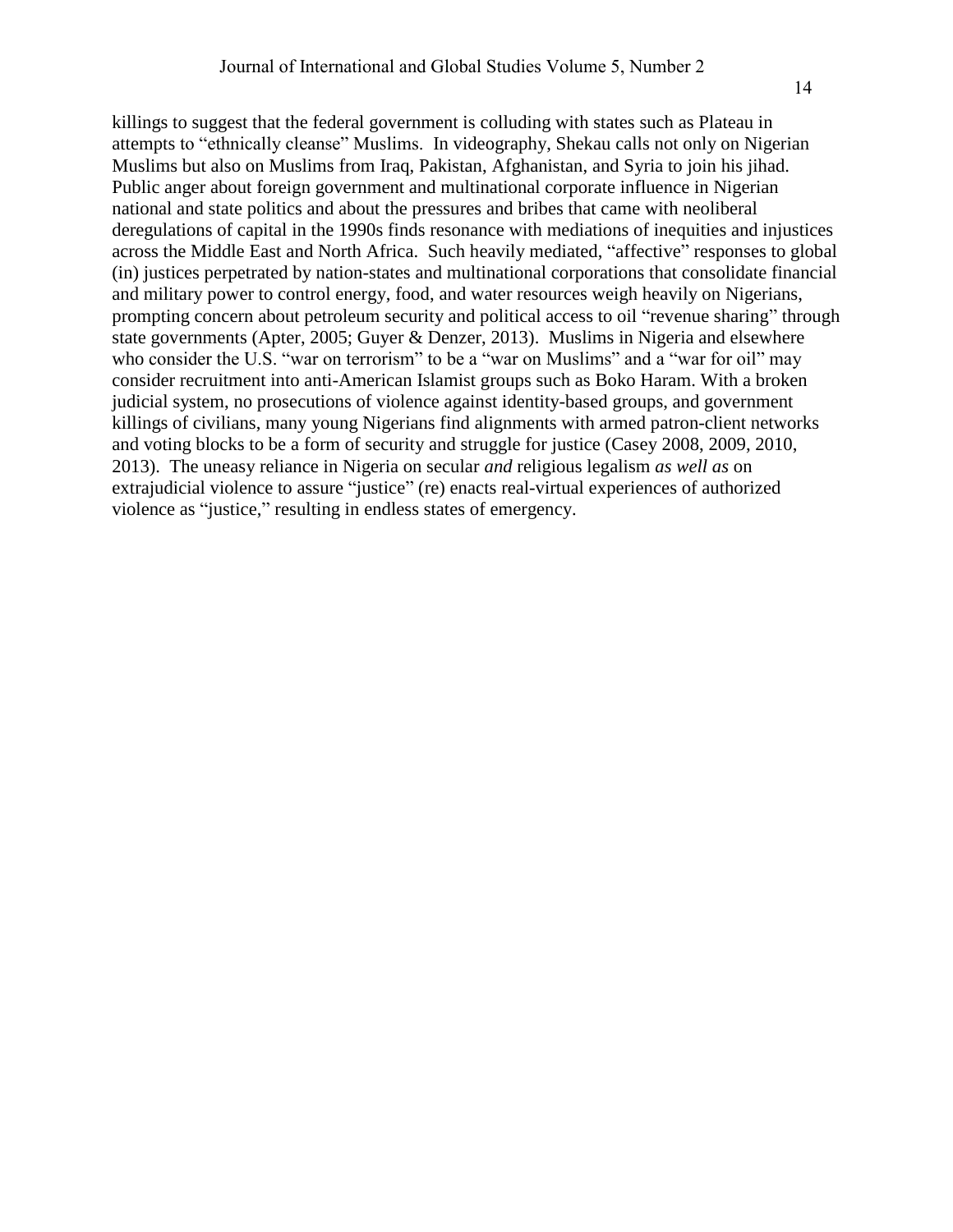killings to suggest that the federal government is colluding with states such as Plateau in attempts to "ethnically cleanse" Muslims. In videography, Shekau calls not only on Nigerian Muslims but also on Muslims from Iraq, Pakistan, Afghanistan, and Syria to join his jihad. Public anger about foreign government and multinational corporate influence in Nigerian national and state politics and about the pressures and bribes that came with neoliberal deregulations of capital in the 1990s finds resonance with mediations of inequities and injustices across the Middle East and North Africa. Such heavily mediated, "affective" responses to global (in) justices perpetrated by nation-states and multinational corporations that consolidate financial and military power to control energy, food, and water resources weigh heavily on Nigerians, prompting concern about petroleum security and political access to oil "revenue sharing" through state governments (Apter, 2005; Guyer & Denzer, 2013). Muslims in Nigeria and elsewhere who consider the U.S. "war on terrorism" to be a "war on Muslims" and a "war for oil" may consider recruitment into anti-American Islamist groups such as Boko Haram. With a broken judicial system, no prosecutions of violence against identity-based groups, and government killings of civilians, many young Nigerians find alignments with armed patron-client networks and voting blocks to be a form of security and struggle for justice (Casey 2008, 2009, 2010, 2013). The uneasy reliance in Nigeria on secular *and* religious legalism *as well as* on extrajudicial violence to assure "justice" (re) enacts real-virtual experiences of authorized violence as "justice," resulting in endless states of emergency.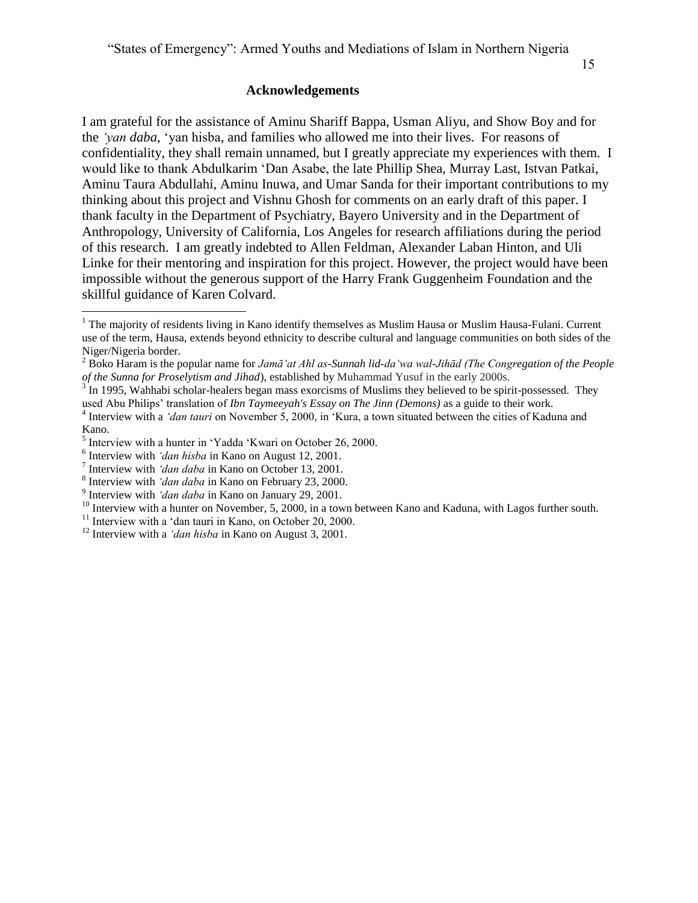## Acknowledgements

I am grateful for the assistance of Aminu Shariff Bappa, Usman Aliyu, and Show Boy and for the *'yan daba*, 'yan hisba, and families who allowed me into their lives. For reasons of confidentiality, they shall remain unnamed, but I greatly appreciate my experiences with them. I would like to thank Abdulkarim 'Dan Asabe, the late Phillip Shea, Murray Last, Istvan Patkai, Aminu Taura Abdullahi, Aminu Inuwa, and Umar Sanda for their important contributions to my thinking about this project and Vishnu Ghosh for comments on an early draft of this paper. I thank faculty in the Department of Psychiatry, Bayero University and in the Department of Anthropology, University of California, Los Angeles for research affiliations during the period of this research. I am greatly indebted to Allen Feldman, Alexander Laban Hinton, and Uli Linke for their mentoring and inspiration for this project. However, the project would have been impossible without the generous support of the Harry Frank Guggenheim Foundation and the skillful guidance of Karen Colvard.

---

[1] The majority of residents living in Kano identify themselves as Muslim Hausa or Muslim Hausa-Fulani. Current use of the term, Hausa, extends beyond ethnicity to describe cultural and language communities on both sides of the Niger/Nigeria border.

[2] Boko Haram is the popular name for *Jamā'at Ahl as-Sunnah lid-da'wa wal-Jihād (The Congregation of the People of the Sunna for Proselytism and Jihad*), established by Muhammad Yusuf in the early 2000s.

[3] In 1995, Wahhabi scholar-healers began mass exorcisms of Muslims they believed to be spirit-possessed. They used Abu Philips' translation of *Ibn Taymeeyah's Essay on The Jinn (Demons)* as a guide to their work.

[4] Interview with a *'dan tauri* on November 5, 2000, in 'Kura, a town situated between the cities of Kaduna and Kano.

[5] Interview with a hunter in 'Yadda 'Kwari on October 26, 2000.

[6] Interview with *'dan hisba* in Kano on August 12, 2001.

[7] Interview with *'dan daba* in Kano on October 13, 2001.

[8] Interview with *'dan daba* in Kano on February 23, 2000.

[9] Interview with *'dan daba* in Kano on January 29, 2001.

[10] Interview with a hunter on November, 5, 2000, in a town between Kano and Kaduna, with Lagos further south.

[11] Interview with a 'dan tauri in Kano, on October 20, 2000.

[12] Interview with a *'dan hisba* in Kano on August 3, 2001.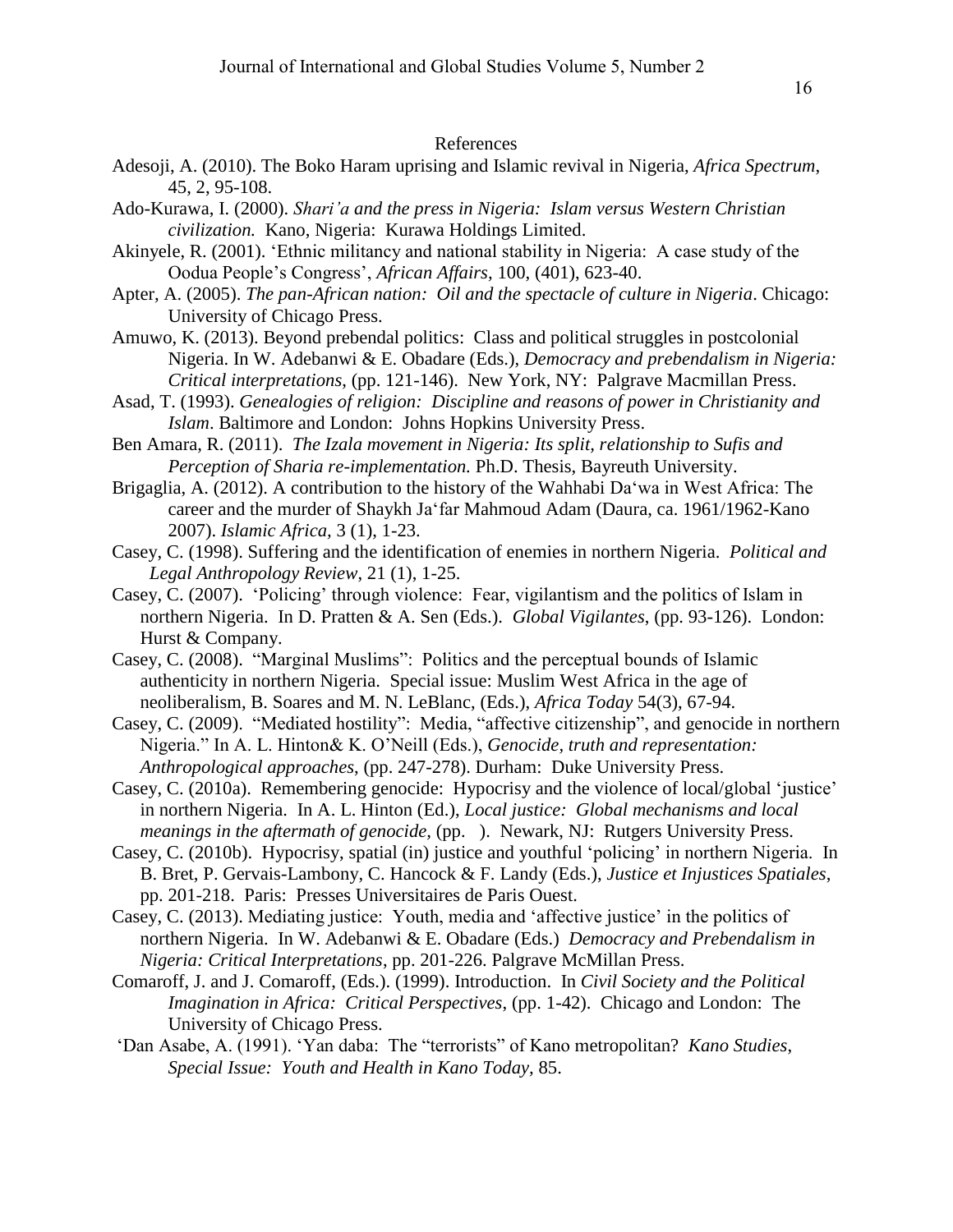## References

Adesoji, A. (2010). The Boko Haram uprising and Islamic revival in Nigeria, *Africa Spectrum*, 45, 2, 95-108.

Ado-Kurawa, I. (2000). *Shari'a and the press in Nigeria: Islam versus Western Christian civilization.* Kano, Nigeria: Kurawa Holdings Limited.

Akinyele, R. (2001). 'Ethnic militancy and national stability in Nigeria: A case study of the Oodua People's Congress', *African Affairs,* 100, (401), 623-40.

Apter, A. (2005). *The pan-African nation: Oil and the spectacle of culture in Nigeria*. Chicago: University of Chicago Press.

Amuwo, K. (2013). Beyond prebendal politics: Class and political struggles in postcolonial Nigeria. In W. Adebanwi & E. Obadare (Eds.), *Democracy and prebendalism in Nigeria: Critical interpretations*, (pp. 121-146). New York, NY: Palgrave Macmillan Press.

Asad, T. (1993). *Genealogies of religion: Discipline and reasons of power in Christianity and Islam*. Baltimore and London: Johns Hopkins University Press.

Ben Amara, R. (2011). *The Izala movement in Nigeria: Its split, relationship to Sufis and Perception of Sharia re-implementation.* Ph.D. Thesis, Bayreuth University.

Brigaglia, A. (2012). A contribution to the history of the Wahhabi Da'wa in West Africa: The career and the murder of Shaykh Ja'far Mahmoud Adam (Daura, ca. 1961/1962-Kano 2007). *Islamic Africa,* 3 (1), 1-23.

Casey, C. (1998). Suffering and the identification of enemies in northern Nigeria. *Political and Legal Anthropology Review*, 21 (1), 1-25.

Casey, C. (2007). 'Policing' through violence: Fear, vigilantism and the politics of Islam in northern Nigeria. In D. Pratten & A. Sen (Eds.). *Global Vigilantes*, (pp. 93-126). London: Hurst & Company.

Casey, C. (2008). "Marginal Muslims": Politics and the perceptual bounds of Islamic authenticity in northern Nigeria. Special issue: Muslim West Africa in the age of neoliberalism, B. Soares and M. N. LeBlanc, (Eds.), *Africa Today* 54(3), 67-94.

Casey, C. (2009). "Mediated hostility": Media, "affective citizenship", and genocide in northern Nigeria." In A. L. Hinton& K. O'Neill (Eds.), *Genocide, truth and representation: Anthropological approaches*, (pp. 247-278). Durham: Duke University Press.

Casey, C. (2010a). Remembering genocide: Hypocrisy and the violence of local/global 'justice' in northern Nigeria. In A. L. Hinton (Ed.), *Local justice: Global mechanisms and local meanings in the aftermath of genocide*, (pp. ). Newark, NJ: Rutgers University Press.

Casey, C. (2010b). Hypocrisy, spatial (in) justice and youthful 'policing' in northern Nigeria. In B. Bret, P. Gervais-Lambony, C. Hancock & F. Landy (Eds.), *Justice et Injustices Spatiales*, pp. 201-218. Paris: Presses Universitaires de Paris Ouest.

Casey, C. (2013). Mediating justice: Youth, media and 'affective justice' in the politics of northern Nigeria. In W. Adebanwi & E. Obadare (Eds.) *Democracy and Prebendalism in Nigeria: Critical Interpretations*, pp. 201-226. Palgrave McMillan Press.

Comaroff, J. and J. Comaroff, (Eds.). (1999). Introduction. In *Civil Society and the Political Imagination in Africa: Critical Perspectives*, (pp. 1-42). Chicago and London: The University of Chicago Press.

'Dan Asabe, A. (1991). 'Yan daba: The "terrorists" of Kano metropolitan? *Kano Studies*, *Special Issue: Youth and Health in Kano Today,* 85.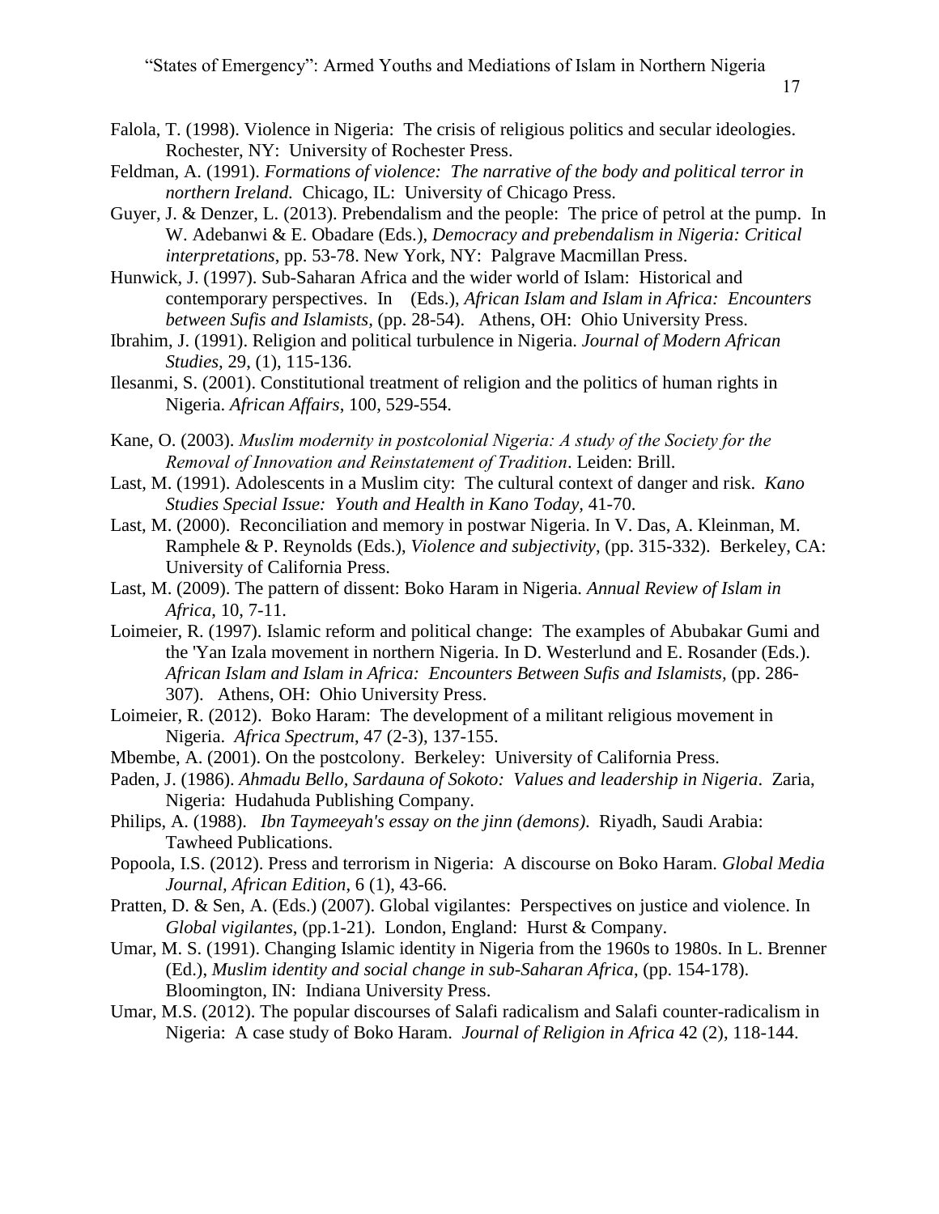Falola, T. (1998). Violence in Nigeria: The crisis of religious politics and secular ideologies. Rochester, NY: University of Rochester Press.

Feldman, A. (1991). *Formations of violence: The narrative of the body and political terror in northern Ireland.* Chicago, IL: University of Chicago Press.

Guyer, J. & Denzer, L. (2013). Prebendalism and the people: The price of petrol at the pump. In W. Adebanwi & E. Obadare (Eds.), *Democracy and prebendalism in Nigeria: Critical interpretations*, pp. 53-78. New York, NY: Palgrave Macmillan Press.

Hunwick, J. (1997). Sub-Saharan Africa and the wider world of Islam: Historical and contemporary perspectives. In (Eds.), *African Islam and Islam in Africa: Encounters between Sufis and Islamists*, (pp. 28-54). Athens, OH: Ohio University Press.

Ibrahim, J. (1991). Religion and political turbulence in Nigeria. *Journal of Modern African Studies*, 29, (1), 115-136.

Ilesanmi, S. (2001). Constitutional treatment of religion and the politics of human rights in Nigeria. *African Affairs*, 100, 529-554.

Kane, O. (2003). *Muslim modernity in postcolonial Nigeria: A study of the Society for the Removal of Innovation and Reinstatement of Tradition*. Leiden: Brill.

Last, M. (1991). Adolescents in a Muslim city: The cultural context of danger and risk. *Kano Studies Special Issue: Youth and Health in Kano Today*, 41-70.

Last, M. (2000). Reconciliation and memory in postwar Nigeria. In V. Das, A. Kleinman, M. Ramphele & P. Reynolds (Eds.), *Violence and subjectivity*, (pp. 315-332). Berkeley, CA: University of California Press.

Last, M. (2009). The pattern of dissent: Boko Haram in Nigeria. *Annual Review of Islam in Africa*, 10, 7-11.

Loimeier, R. (1997). Islamic reform and political change: The examples of Abubakar Gumi and the 'Yan Izala movement in northern Nigeria. In D. Westerlund and E. Rosander (Eds.). *African Islam and Islam in Africa: Encounters Between Sufis and Islamists*, (pp. 286-307). Athens, OH: Ohio University Press.

Loimeier, R. (2012). Boko Haram: The development of a militant religious movement in Nigeria. *Africa Spectrum*, 47 (2-3), 137-155.

Mbembe, A. (2001). On the postcolony. Berkeley: University of California Press.

Paden, J. (1986). *Ahmadu Bello, Sardauna of Sokoto: Values and leadership in Nigeria*. Zaria, Nigeria: Hudahuda Publishing Company.

Philips, A. (1988). *Ibn Taymeeyah's essay on the jinn (demons)*. Riyadh, Saudi Arabia: Tawheed Publications.

Popoola, I.S. (2012). Press and terrorism in Nigeria: A discourse on Boko Haram. *Global Media Journal, African Edition*, 6 (1), 43-66.

Pratten, D. & Sen, A. (Eds.) (2007). Global vigilantes: Perspectives on justice and violence. In *Global vigilantes*, (pp.1-21). London, England: Hurst & Company.

Umar, M. S. (1991). Changing Islamic identity in Nigeria from the 1960s to 1980s. In L. Brenner (Ed.), *Muslim identity and social change in sub-Saharan Africa*, (pp. 154-178). Bloomington, IN: Indiana University Press.

Umar, M.S. (2012). The popular discourses of Salafi radicalism and Salafi counter-radicalism in Nigeria: A case study of Boko Haram. *Journal of Religion in Africa* 42 (2), 118-144.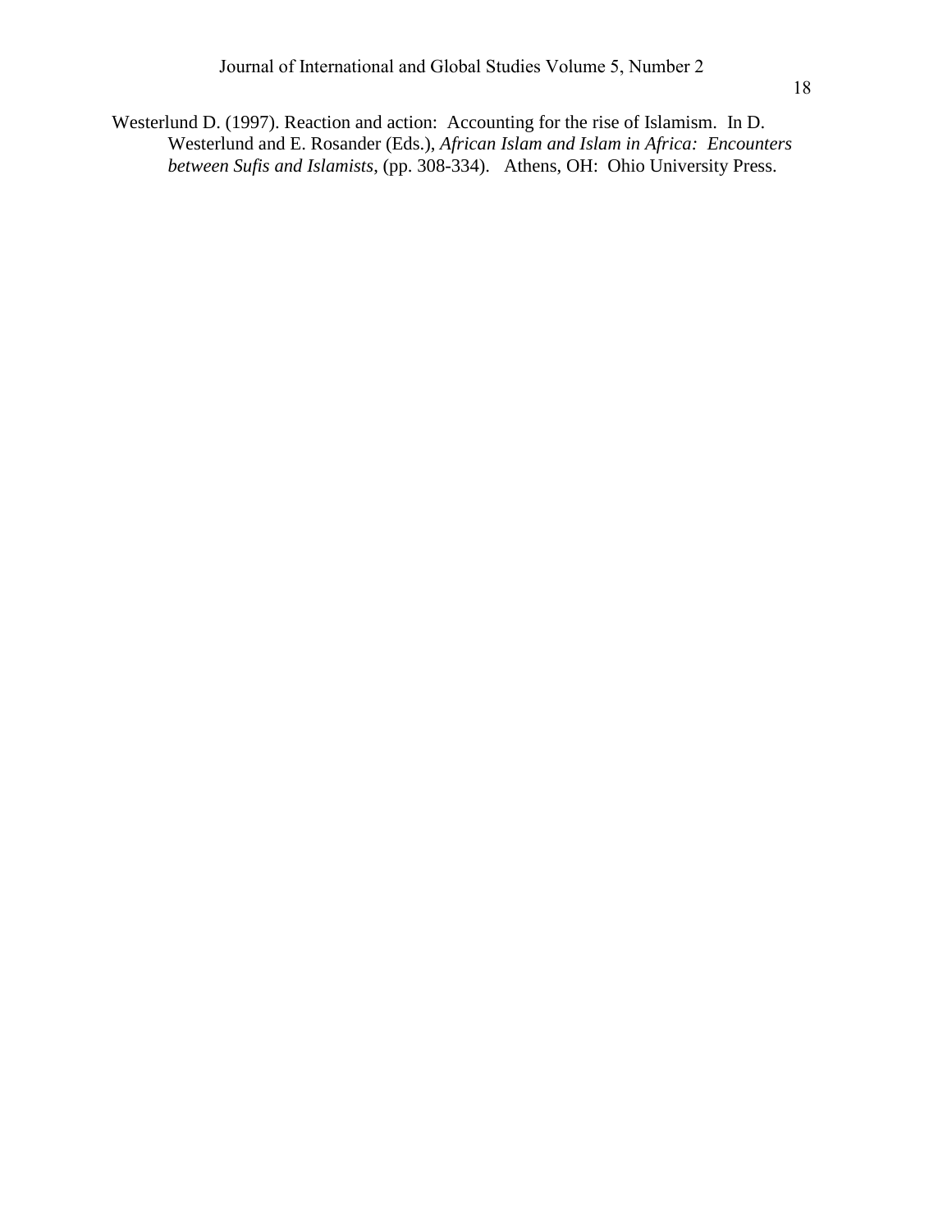Westerlund D. (1997). Reaction and action: Accounting for the rise of Islamism. In D. Westerlund and E. Rosander (Eds.), *African Islam and Islam in Africa: Encounters between Sufis and Islamists*, (pp. 308-334). Athens, OH: Ohio University Press.